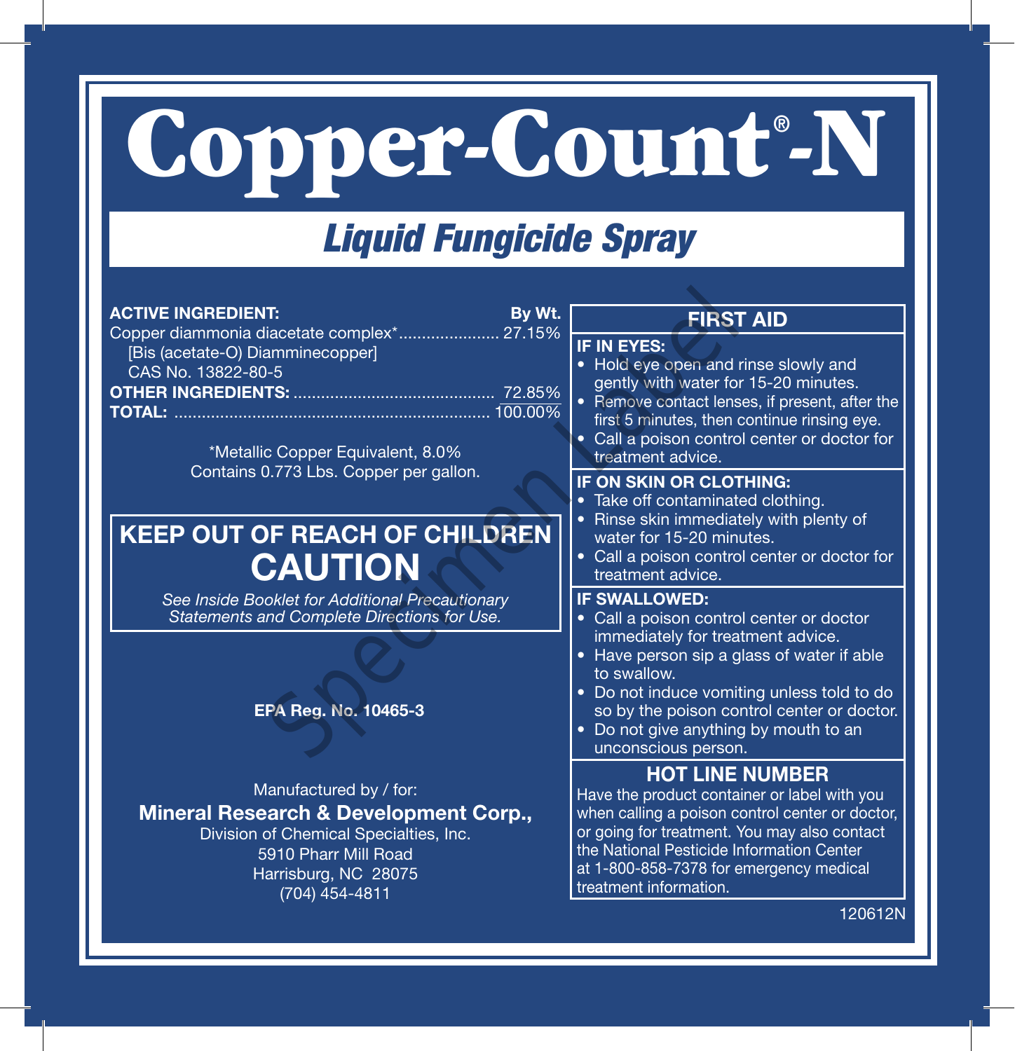# Copper-Count®-N

## *Liquid Fungicide Spray*

**ACTIVE INGREDIENT:** **By Wt.**
Copper diammonia diacetate complex\*...................... 27.15%
[Bis (acetate-O) Diamminecopper]
CAS No. 13822-80-5
**OTHER INGREDIENTS:** ........................................... 72.85%
**TOTAL:** .................................................................... 100.00%

\*Metallic Copper Equivalent, 8.0%
Contains 0.773 Lbs. Copper per gallon.

## KEEP OUT OF REACH OF CHILDREN
## CAUTION

*See Inside Booklet for Additional Precautionary Statements and Complete Directions for Use.*

**EPA Reg. No. 10465-3**

Manufactured by / for:
**Mineral Research & Development Corp.,**
Division of Chemical Specialties, Inc.
5910 Pharr Mill Road
Harrisburg, NC 28075
(704) 454-4811

## FIRST AID

**IF IN EYES:**
- Hold eye open and rinse slowly and gently with water for 15-20 minutes.
- Remove contact lenses, if present, after the first 5 minutes, then continue rinsing eye.
- Call a poison control center or doctor for treatment advice.

**IF ON SKIN OR CLOTHING:**
- Take off contaminated clothing.
- Rinse skin immediately with plenty of water for 15-20 minutes.
- Call a poison control center or doctor for treatment advice.

**IF SWALLOWED:**
- Call a poison control center or doctor immediately for treatment advice.
- Have person sip a glass of water if able to swallow.
- Do not induce vomiting unless told to do so by the poison control center or doctor.
- Do not give anything by mouth to an unconscious person.

### HOT LINE NUMBER

Have the product container or label with you when calling a poison control center or doctor, or going for treatment. You may also contact the National Pesticide Information Center at 1-800-858-7378 for emergency medical treatment information.

120612N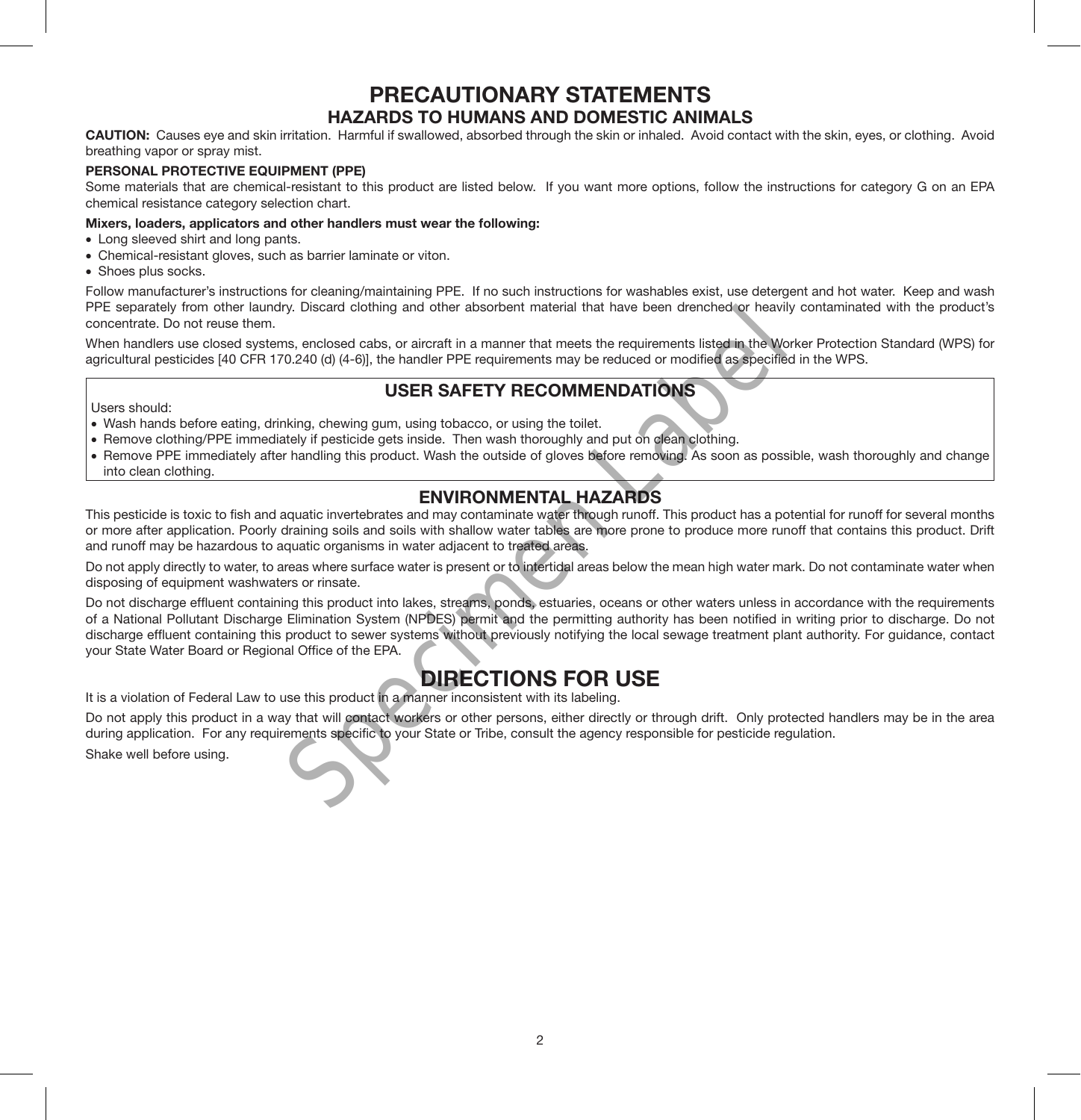# PRECAUTIONARY STATEMENTS

## HAZARDS TO HUMANS AND DOMESTIC ANIMALS

**CAUTION:** Causes eye and skin irritation. Harmful if swallowed, absorbed through the skin or inhaled. Avoid contact with the skin, eyes, or clothing. Avoid breathing vapor or spray mist.

**PERSONAL PROTECTIVE EQUIPMENT (PPE)**

Some materials that are chemical-resistant to this product are listed below. If you want more options, follow the instructions for category G on an EPA chemical resistance category selection chart.

**Mixers, loaders, applicators and other handlers must wear the following:**

- Long sleeved shirt and long pants.
- Chemical-resistant gloves, such as barrier laminate or viton.
- Shoes plus socks.

Follow manufacturer's instructions for cleaning/maintaining PPE. If no such instructions for washables exist, use detergent and hot water. Keep and wash PPE separately from other laundry. Discard clothing and other absorbent material that have been drenched or heavily contaminated with the product's concentrate. Do not reuse them.

When handlers use closed systems, enclosed cabs, or aircraft in a manner that meets the requirements listed in the Worker Protection Standard (WPS) for agricultural pesticides [40 CFR 170.240 (d) (4-6)], the handler PPE requirements may be reduced or modified as specified in the WPS.

## USER SAFETY RECOMMENDATIONS

Users should:

- Wash hands before eating, drinking, chewing gum, using tobacco, or using the toilet.
- Remove clothing/PPE immediately if pesticide gets inside. Then wash thoroughly and put on clean clothing.
- Remove PPE immediately after handling this product. Wash the outside of gloves before removing. As soon as possible, wash thoroughly and change into clean clothing.

## ENVIRONMENTAL HAZARDS

This pesticide is toxic to fish and aquatic invertebrates and may contaminate water through runoff. This product has a potential for runoff for several months or more after application. Poorly draining soils and soils with shallow water tables are more prone to produce more runoff that contains this product. Drift and runoff may be hazardous to aquatic organisms in water adjacent to treated areas.

Do not apply directly to water, to areas where surface water is present or to intertidal areas below the mean high water mark. Do not contaminate water when disposing of equipment washwaters or rinsate.

Do not discharge effluent containing this product into lakes, streams, ponds, estuaries, oceans or other waters unless in accordance with the requirements of a National Pollutant Discharge Elimination System (NPDES) permit and the permitting authority has been notified in writing prior to discharge. Do not discharge effluent containing this product to sewer systems without previously notifying the local sewage treatment plant authority. For guidance, contact your State Water Board or Regional Office of the EPA.

# DIRECTIONS FOR USE

It is a violation of Federal Law to use this product in a manner inconsistent with its labeling.

Do not apply this product in a way that will contact workers or other persons, either directly or through drift. Only protected handlers may be in the area during application. For any requirements specific to your State or Tribe, consult the agency responsible for pesticide regulation.

Shake well before using.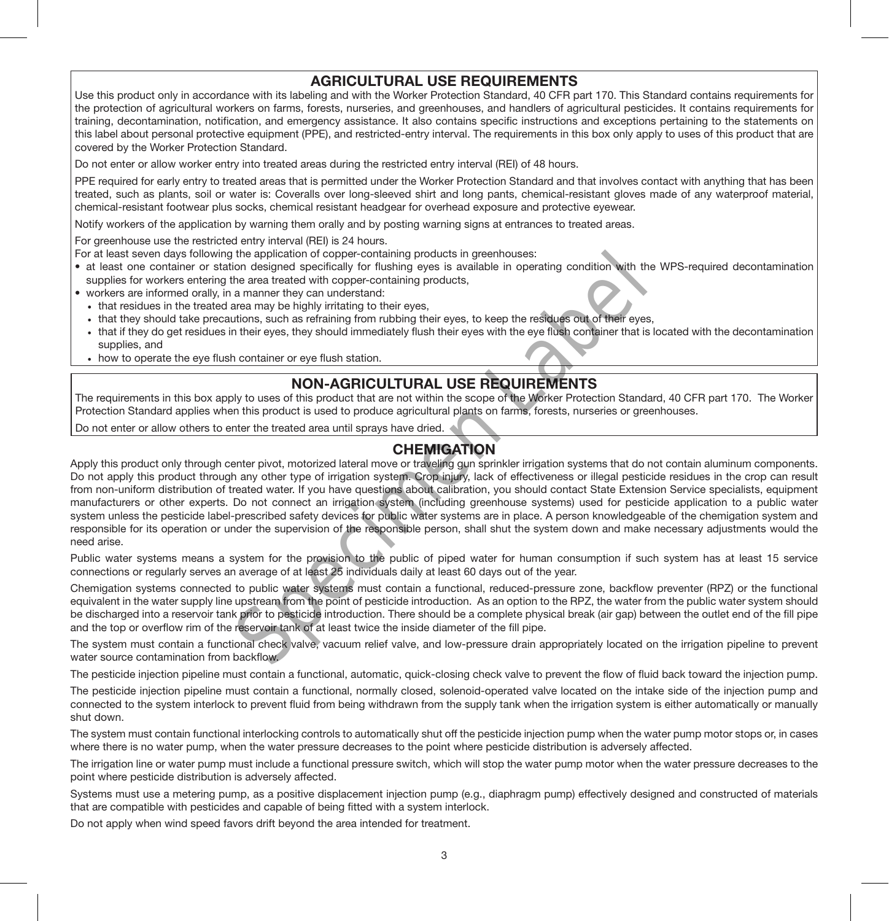## AGRICULTURAL USE REQUIREMENTS

Use this product only in accordance with its labeling and with the Worker Protection Standard, 40 CFR part 170. This Standard contains requirements for the protection of agricultural workers on farms, forests, nurseries, and greenhouses, and handlers of agricultural pesticides. It contains requirements for training, decontamination, notification, and emergency assistance. It also contains specific instructions and exceptions pertaining to the statements on this label about personal protective equipment (PPE), and restricted-entry interval. The requirements in this box only apply to uses of this product that are covered by the Worker Protection Standard.

Do not enter or allow worker entry into treated areas during the restricted entry interval (REI) of 48 hours.

PPE required for early entry to treated areas that is permitted under the Worker Protection Standard and that involves contact with anything that has been treated, such as plants, soil or water is: Coveralls over long-sleeved shirt and long pants, chemical-resistant gloves made of any waterproof material, chemical-resistant footwear plus socks, chemical resistant headgear for overhead exposure and protective eyewear.

Notify workers of the application by warning them orally and by posting warning signs at entrances to treated areas.

For greenhouse use the restricted entry interval (REI) is 24 hours.

For at least seven days following the application of copper-containing products in greenhouses:

- at least one container or station designed specifically for flushing eyes is available in operating condition with the WPS-required decontamination supplies for workers entering the area treated with copper-containing products,
- workers are informed orally, in a manner they can understand:
  - that residues in the treated area may be highly irritating to their eyes,
  - that they should take precautions, such as refraining from rubbing their eyes, to keep the residues out of their eyes,
  - that if they do get residues in their eyes, they should immediately flush their eyes with the eye flush container that is located with the decontamination supplies, and
  - how to operate the eye flush container or eye flush station.

## NON-AGRICULTURAL USE REQUIREMENTS

The requirements in this box apply to uses of this product that are not within the scope of the Worker Protection Standard, 40 CFR part 170. The Worker Protection Standard applies when this product is used to produce agricultural plants on farms, forests, nurseries or greenhouses.

Do not enter or allow others to enter the treated area until sprays have dried.

## CHEMIGATION

Apply this product only through center pivot, motorized lateral move or traveling gun sprinkler irrigation systems that do not contain aluminum components. Do not apply this product through any other type of irrigation system. Crop injury, lack of effectiveness or illegal pesticide residues in the crop can result from non-uniform distribution of treated water. If you have questions about calibration, you should contact State Extension Service specialists, equipment manufacturers or other experts. Do not connect an irrigation system (including greenhouse systems) used for pesticide application to a public water system unless the pesticide label-prescribed safety devices for public water systems are in place. A person knowledgeable of the chemigation system and responsible for its operation or under the supervision of the responsible person, shall shut the system down and make necessary adjustments would the need arise.

Public water systems means a system for the provision to the public of piped water for human consumption if such system has at least 15 service connections or regularly serves an average of at least 25 individuals daily at least 60 days out of the year.

Chemigation systems connected to public water systems must contain a functional, reduced-pressure zone, backflow preventer (RPZ) or the functional equivalent in the water supply line upstream from the point of pesticide introduction. As an option to the RPZ, the water from the public water system should be discharged into a reservoir tank prior to pesticide introduction. There should be a complete physical break (air gap) between the outlet end of the fill pipe and the top or overflow rim of the reservoir tank of at least twice the inside diameter of the fill pipe.

The system must contain a functional check valve, vacuum relief valve, and low-pressure drain appropriately located on the irrigation pipeline to prevent water source contamination from backflow.

The pesticide injection pipeline must contain a functional, automatic, quick-closing check valve to prevent the flow of fluid back toward the injection pump.

The pesticide injection pipeline must contain a functional, normally closed, solenoid-operated valve located on the intake side of the injection pump and connected to the system interlock to prevent fluid from being withdrawn from the supply tank when the irrigation system is either automatically or manually shut down.

The system must contain functional interlocking controls to automatically shut off the pesticide injection pump when the water pump motor stops or, in cases where there is no water pump, when the water pressure decreases to the point where pesticide distribution is adversely affected.

The irrigation line or water pump must include a functional pressure switch, which will stop the water pump motor when the water pressure decreases to the point where pesticide distribution is adversely affected.

Systems must use a metering pump, as a positive displacement injection pump (e.g., diaphragm pump) effectively designed and constructed of materials that are compatible with pesticides and capable of being fitted with a system interlock.

Do not apply when wind speed favors drift beyond the area intended for treatment.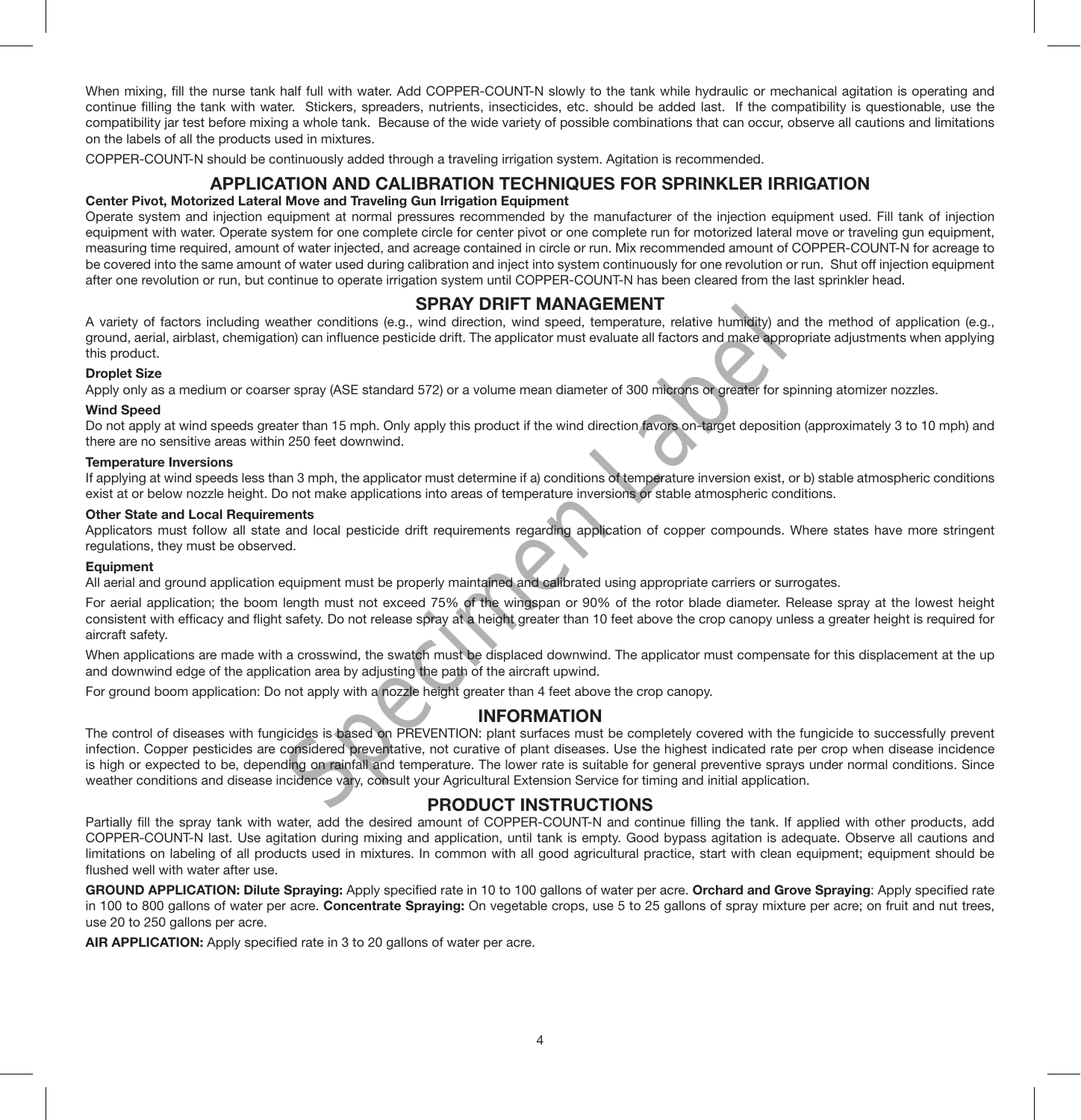When mixing, fill the nurse tank half full with water. Add COPPER-COUNT-N slowly to the tank while hydraulic or mechanical agitation is operating and continue filling the tank with water. Stickers, spreaders, nutrients, insecticides, etc. should be added last. If the compatibility is questionable, use the compatibility jar test before mixing a whole tank. Because of the wide variety of possible combinations that can occur, observe all cautions and limitations on the labels of all the products used in mixtures.

COPPER-COUNT-N should be continuously added through a traveling irrigation system. Agitation is recommended.

## APPLICATION AND CALIBRATION TECHNIQUES FOR SPRINKLER IRRIGATION

**Center Pivot, Motorized Lateral Move and Traveling Gun Irrigation Equipment**

Operate system and injection equipment at normal pressures recommended by the manufacturer of the injection equipment used. Fill tank of injection equipment with water. Operate system for one complete circle for center pivot or one complete run for motorized lateral move or traveling gun equipment, measuring time required, amount of water injected, and acreage contained in circle or run. Mix recommended amount of COPPER-COUNT-N for acreage to be covered into the same amount of water used during calibration and inject into system continuously for one revolution or run. Shut off injection equipment after one revolution or run, but continue to operate irrigation system until COPPER-COUNT-N has been cleared from the last sprinkler head.

## SPRAY DRIFT MANAGEMENT

A variety of factors including weather conditions (e.g., wind direction, wind speed, temperature, relative humidity) and the method of application (e.g., ground, aerial, airblast, chemigation) can influence pesticide drift. The applicator must evaluate all factors and make appropriate adjustments when applying this product.

**Droplet Size**

Apply only as a medium or coarser spray (ASE standard 572) or a volume mean diameter of 300 microns or greater for spinning atomizer nozzles.

**Wind Speed**

Do not apply at wind speeds greater than 15 mph. Only apply this product if the wind direction favors on-target deposition (approximately 3 to 10 mph) and there are no sensitive areas within 250 feet downwind.

**Temperature Inversions**

If applying at wind speeds less than 3 mph, the applicator must determine if a) conditions of temperature inversion exist, or b) stable atmospheric conditions exist at or below nozzle height. Do not make applications into areas of temperature inversions or stable atmospheric conditions.

**Other State and Local Requirements**

Applicators must follow all state and local pesticide drift requirements regarding application of copper compounds. Where states have more stringent regulations, they must be observed.

**Equipment**

All aerial and ground application equipment must be properly maintained and calibrated using appropriate carriers or surrogates.

For aerial application; the boom length must not exceed 75% of the wingspan or 90% of the rotor blade diameter. Release spray at the lowest height consistent with efficacy and flight safety. Do not release spray at a height greater than 10 feet above the crop canopy unless a greater height is required for aircraft safety.

When applications are made with a crosswind, the swatch must be displaced downwind. The applicator must compensate for this displacement at the up and downwind edge of the application area by adjusting the path of the aircraft upwind.

For ground boom application: Do not apply with a nozzle height greater than 4 feet above the crop canopy.

## INFORMATION

The control of diseases with fungicides is based on PREVENTION: plant surfaces must be completely covered with the fungicide to successfully prevent infection. Copper pesticides are considered preventative, not curative of plant diseases. Use the highest indicated rate per crop when disease incidence is high or expected to be, depending on rainfall and temperature. The lower rate is suitable for general preventive sprays under normal conditions. Since weather conditions and disease incidence vary, consult your Agricultural Extension Service for timing and initial application.

## PRODUCT INSTRUCTIONS

Partially fill the spray tank with water, add the desired amount of COPPER-COUNT-N and continue filling the tank. If applied with other products, add COPPER-COUNT-N last. Use agitation during mixing and application, until tank is empty. Good bypass agitation is adequate. Observe all cautions and limitations on labeling of all products used in mixtures. In common with all good agricultural practice, start with clean equipment; equipment should be flushed well with water after use.

**GROUND APPLICATION: Dilute Spraying:** Apply specified rate in 10 to 100 gallons of water per acre. **Orchard and Grove Spraying**: Apply specified rate in 100 to 800 gallons of water per acre. **Concentrate Spraying:** On vegetable crops, use 5 to 25 gallons of spray mixture per acre; on fruit and nut trees, use 20 to 250 gallons per acre.

**AIR APPLICATION:** Apply specified rate in 3 to 20 gallons of water per acre.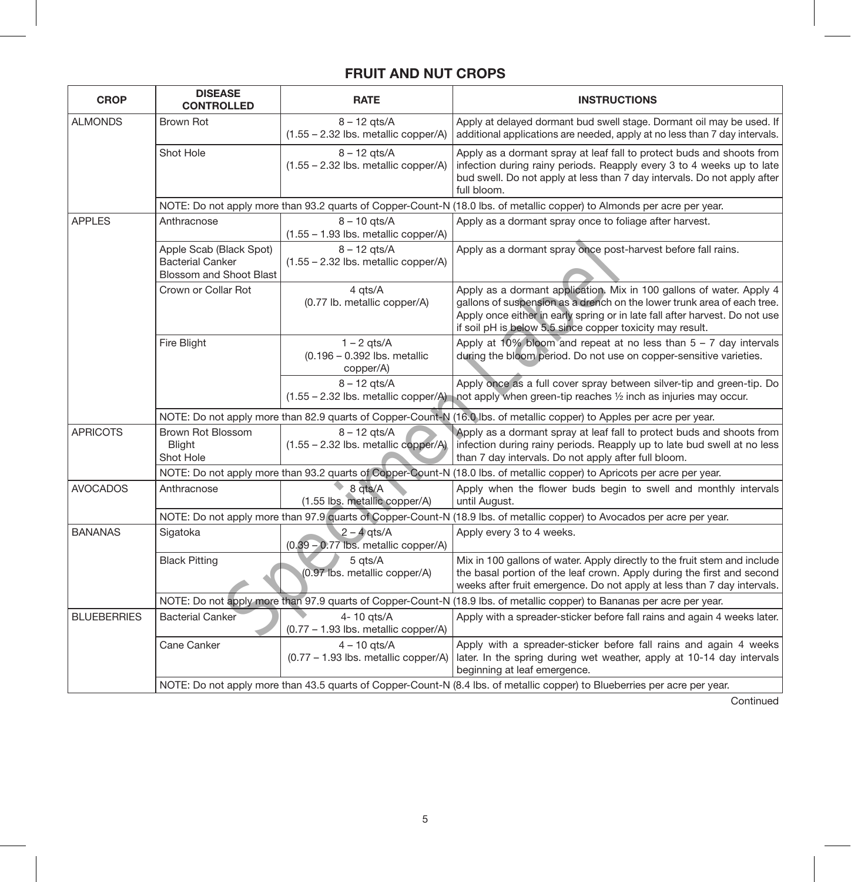## FRUIT AND NUT CROPS

| CROP | DISEASE CONTROLLED | RATE | INSTRUCTIONS |
|---|---|---|---|
| ALMONDS | Brown Rot | 8 – 12 qts/A (1.55 – 2.32 lbs. metallic copper/A) | Apply at delayed dormant bud swell stage. Dormant oil may be used. If additional applications are needed, apply at no less than 7 day intervals. |
| | Shot Hole | 8 – 12 qts/A (1.55 – 2.32 lbs. metallic copper/A) | Apply as a dormant spray at leaf fall to protect buds and shoots from infection during rainy periods. Reapply every 3 to 4 weeks up to late bud swell. Do not apply at less than 7 day intervals. Do not apply after full bloom. |
| | NOTE: Do not apply more than 93.2 quarts of Copper-Count-N (18.0 lbs. of metallic copper) to Almonds per acre per year. | | |
| APPLES | Anthracnose | 8 – 10 qts/A (1.55 – 1.93 lbs. metallic copper/A) | Apply as a dormant spray once to foliage after harvest. |
| | Apple Scab (Black Spot) Bacterial Canker Blossom and Shoot Blast | 8 – 12 qts/A (1.55 – 2.32 lbs. metallic copper/A) | Apply as a dormant spray once post-harvest before fall rains. |
| | Crown or Collar Rot | 4 qts/A (0.77 lb. metallic copper/A) | Apply as a dormant application. Mix in 100 gallons of water. Apply 4 gallons of suspension as a drench on the lower trunk area of each tree. Apply once either in early spring or in late fall after harvest. Do not use if soil pH is below 5.5 since copper toxicity may result. |
| | Fire Blight | 1 – 2 qts/A (0.196 – 0.392 lbs. metallic copper/A) | Apply at 10% bloom and repeat at no less than 5 – 7 day intervals during the bloom period. Do not use on copper-sensitive varieties. |
| | | 8 – 12 qts/A (1.55 – 2.32 lbs. metallic copper/A) | Apply once as a full cover spray between silver-tip and green-tip. Do not apply when green-tip reaches ½ inch as injuries may occur. |
| | NOTE: Do not apply more than 82.9 quarts of Copper-Count-N (16.0 lbs. of metallic copper) to Apples per acre per year. | | |
| APRICOTS | Brown Rot Blossom Blight Shot Hole | 8 – 12 qts/A (1.55 – 2.32 lbs. metallic copper/A) | Apply as a dormant spray at leaf fall to protect buds and shoots from infection during rainy periods. Reapply up to late bud swell at no less than 7 day intervals. Do not apply after full bloom. |
| | NOTE: Do not apply more than 93.2 quarts of Copper-Count-N (18.0 lbs. of metallic copper) to Apricots per acre per year. | | |
| AVOCADOS | Anthracnose | 8 qts/A (1.55 lbs. metallic copper/A) | Apply when the flower buds begin to swell and monthly intervals until August. |
| | NOTE: Do not apply more than 97.9 quarts of Copper-Count-N (18.9 lbs. of metallic copper) to Avocados per acre per year. | | |
| BANANAS | Sigatoka | 2 – 4 qts/A (0.39 – 0.77 lbs. metallic copper/A) | Apply every 3 to 4 weeks. |
| | Black Pitting | 5 qts/A (0.97 lbs. metallic copper/A) | Mix in 100 gallons of water. Apply directly to the fruit stem and include the basal portion of the leaf crown. Apply during the first and second weeks after fruit emergence. Do not apply at less than 7 day intervals. |
| | NOTE: Do not apply more than 97.9 quarts of Copper-Count-N (18.9 lbs. of metallic copper) to Bananas per acre per year. | | |
| BLUEBERRIES | Bacterial Canker | 4- 10 qts/A (0.77 – 1.93 lbs. metallic copper/A) | Apply with a spreader-sticker before fall rains and again 4 weeks later. |
| | Cane Canker | 4 – 10 qts/A (0.77 – 1.93 lbs. metallic copper/A) | Apply with a spreader-sticker before fall rains and again 4 weeks later. In the spring during wet weather, apply at 10-14 day intervals beginning at leaf emergence. |
| | NOTE: Do not apply more than 43.5 quarts of Copper-Count-N (8.4 lbs. of metallic copper) to Blueberries per acre per year. | | |

Continued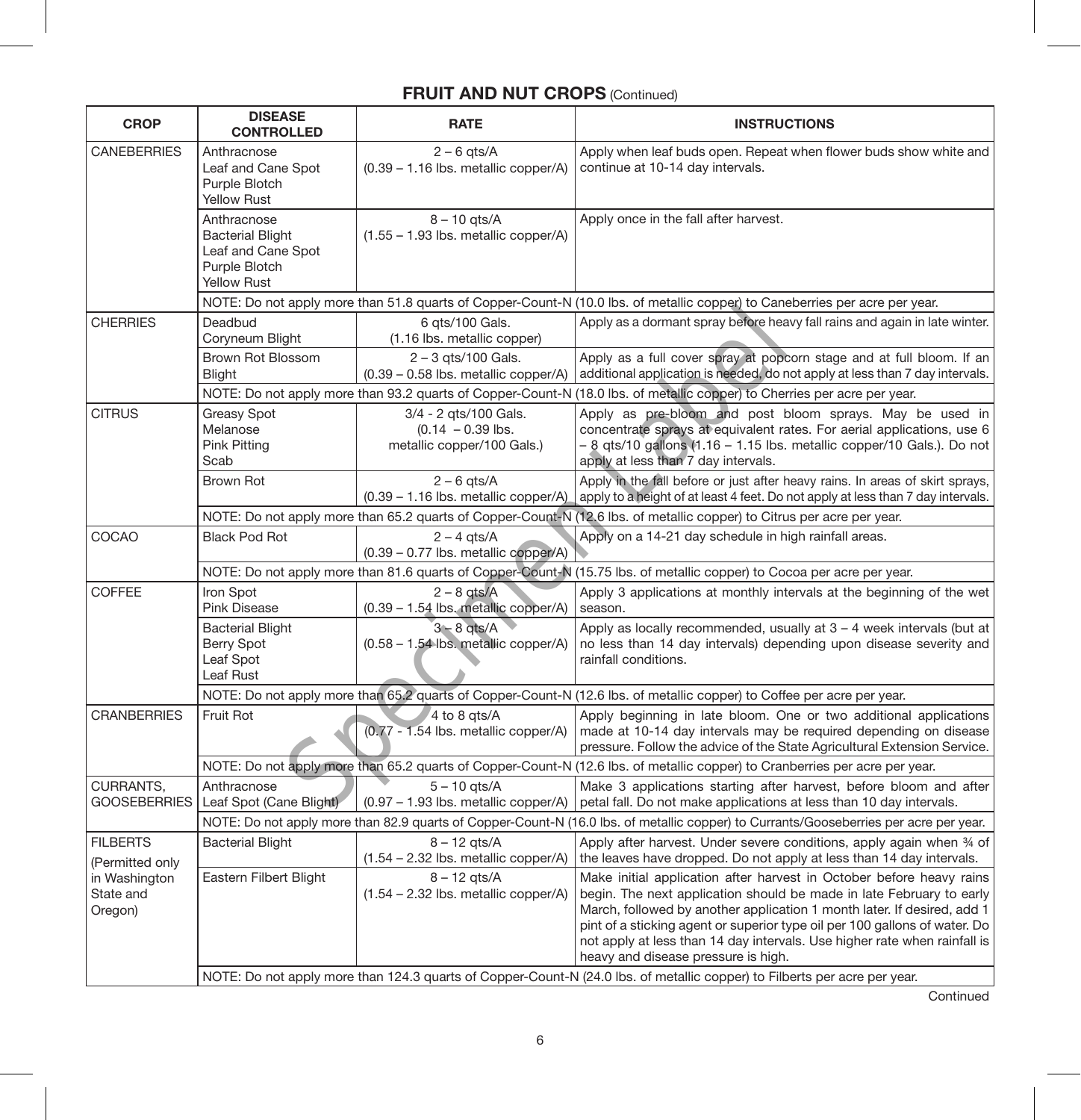## FRUIT AND NUT CROPS (Continued)

| CROP | DISEASE CONTROLLED | RATE | INSTRUCTIONS |
|---|---|---|---|
| CANEBERRIES | Anthracnose<br>Leaf and Cane Spot<br>Purple Blotch<br>Yellow Rust | 2 – 6 qts/A<br>(0.39 – 1.16 lbs. metallic copper/A) | Apply when leaf buds open. Repeat when flower buds show white and continue at 10-14 day intervals. |
| | Anthracnose<br>Bacterial Blight<br>Leaf and Cane Spot<br>Purple Blotch<br>Yellow Rust | 8 – 10 qts/A<br>(1.55 – 1.93 lbs. metallic copper/A) | Apply once in the fall after harvest. |
| | NOTE: Do not apply more than 51.8 quarts of Copper-Count-N (10.0 lbs. of metallic copper) to Caneberries per acre per year. | | |
| CHERRIES | Deadbud<br>Coryneum Blight | 6 qts/100 Gals.<br>(1.16 lbs. metallic copper) | Apply as a dormant spray before heavy fall rains and again in late winter. |
| | Brown Rot Blossom Blight | 2 – 3 qts/100 Gals.<br>(0.39 – 0.58 lbs. metallic copper/A) | Apply as a full cover spray at popcorn stage and at full bloom. If an additional application is needed, do not apply at less than 7 day intervals. |
| | NOTE: Do not apply more than 93.2 quarts of Copper-Count-N (18.0 lbs. of metallic copper) to Cherries per acre per year. | | |
| CITRUS | Greasy Spot<br>Melanose<br>Pink Pitting<br>Scab | 3/4 - 2 qts/100 Gals.<br>(0.14 – 0.39 lbs. metallic copper/100 Gals.) | Apply as pre-bloom and post bloom sprays. May be used in concentrate sprays at equivalent rates. For aerial applications, use 6 – 8 qts/10 gallons (1.16 – 1.15 lbs. metallic copper/10 Gals.). Do not apply at less than 7 day intervals. |
| | Brown Rot | 2 – 6 qts/A<br>(0.39 – 1.16 lbs. metallic copper/A) | Apply in the fall before or just after heavy rains. In areas of skirt sprays, apply to a height of at least 4 feet. Do not apply at less than 7 day intervals. |
| | NOTE: Do not apply more than 65.2 quarts of Copper-Count-N (12.6 lbs. of metallic copper) to Citrus per acre per year. | | |
| COCAO | Black Pod Rot | 2 – 4 qts/A<br>(0.39 – 0.77 lbs. metallic copper/A) | Apply on a 14-21 day schedule in high rainfall areas. |
| | NOTE: Do not apply more than 81.6 quarts of Copper-Count-N (15.75 lbs. of metallic copper) to Cocoa per acre per year. | | |
| COFFEE | Iron Spot<br>Pink Disease | 2 – 8 qts/A<br>(0.39 – 1.54 lbs. metallic copper/A) | Apply 3 applications at monthly intervals at the beginning of the wet season. |
| | Bacterial Blight<br>Berry Spot<br>Leaf Spot<br>Leaf Rust | 3 – 8 qts/A<br>(0.58 – 1.54 lbs. metallic copper/A) | Apply as locally recommended, usually at 3 – 4 week intervals (but at no less than 14 day intervals) depending upon disease severity and rainfall conditions. |
| | NOTE: Do not apply more than 65.2 quarts of Copper-Count-N (12.6 lbs. of metallic copper) to Coffee per acre per year. | | |
| CRANBERRIES | Fruit Rot | 4 to 8 qts/A<br>(0.77 - 1.54 lbs. metallic copper/A) | Apply beginning in late bloom. One or two additional applications made at 10-14 day intervals may be required depending on disease pressure. Follow the advice of the State Agricultural Extension Service. |
| | NOTE: Do not apply more than 65.2 quarts of Copper-Count-N (12.6 lbs. of metallic copper) to Cranberries per acre per year. | | |
| CURRANTS, GOOSEBERRIES | Anthracnose<br>Leaf Spot (Cane Blight) | 5 – 10 qts/A<br>(0.97 – 1.93 lbs. metallic copper/A) | Make 3 applications starting after harvest, before bloom and after petal fall. Do not make applications at less than 10 day intervals. |
| | NOTE: Do not apply more than 82.9 quarts of Copper-Count-N (16.0 lbs. of metallic copper) to Currants/Gooseberries per acre per year. | | |
| FILBERTS<br>(Permitted only in Washington State and Oregon) | Bacterial Blight | 8 – 12 qts/A<br>(1.54 – 2.32 lbs. metallic copper/A) | Apply after harvest. Under severe conditions, apply again when ¾ of the leaves have dropped. Do not apply at less than 14 day intervals. |
| | Eastern Filbert Blight | 8 – 12 qts/A<br>(1.54 – 2.32 lbs. metallic copper/A) | Make initial application after harvest in October before heavy rains begin. The next application should be made in late February to early March, followed by another application 1 month later. If desired, add 1 pint of a sticking agent or superior type oil per 100 gallons of water. Do not apply at less than 14 day intervals. Use higher rate when rainfall is heavy and disease pressure is high. |
| | NOTE: Do not apply more than 124.3 quarts of Copper-Count-N (24.0 lbs. of metallic copper) to Filberts per acre per year. | | |

Continued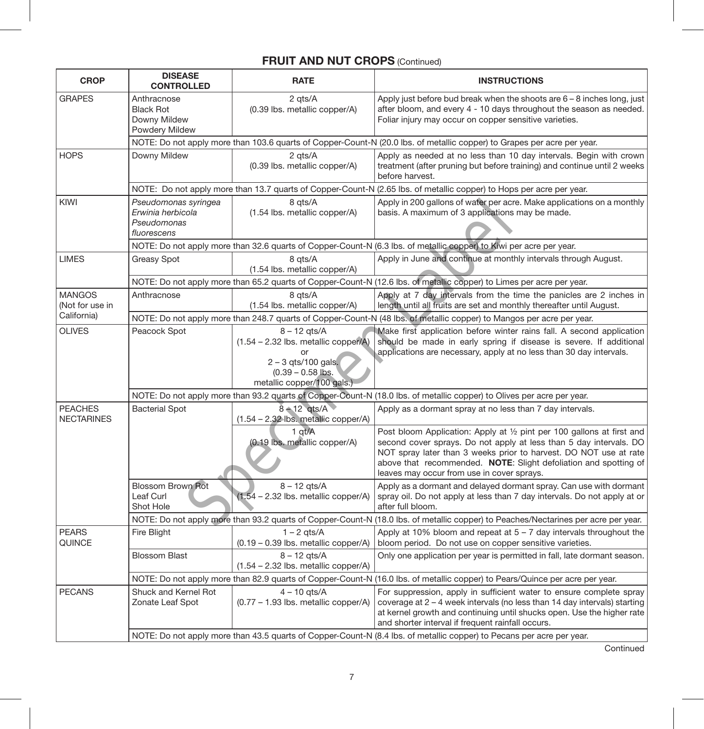## FRUIT AND NUT CROPS (Continued)

| CROP | DISEASE CONTROLLED | RATE | INSTRUCTIONS |
|---|---|---|---|
| GRAPES | Anthracnose<br>Black Rot<br>Downy Mildew<br>Powdery Mildew | 2 qts/A<br>(0.39 lbs. metallic copper/A) | Apply just before bud break when the shoots are 6 – 8 inches long, just after bloom, and every 4 - 10 days throughout the season as needed. Foliar injury may occur on copper sensitive varieties. |
| | NOTE: Do not apply more than 103.6 quarts of Copper-Count-N (20.0 lbs. of metallic copper) to Grapes per acre per year. | | |
| HOPS | Downy Mildew | 2 qts/A<br>(0.39 lbs. metallic copper/A) | Apply as needed at no less than 10 day intervals. Begin with crown treatment (after pruning but before training) and continue until 2 weeks before harvest. |
| | NOTE: Do not apply more than 13.7 quarts of Copper-Count-N (2.65 lbs. of metallic copper) to Hops per acre per year. | | |
| KIWI | *Pseudomonas syringea*<br>*Erwinia herbicola*<br>*Pseudomonas fluorescens* | 8 qts/A<br>(1.54 lbs. metallic copper/A) | Apply in 200 gallons of water per acre. Make applications on a monthly basis. A maximum of 3 applications may be made. |
| | NOTE: Do not apply more than 32.6 quarts of Copper-Count-N (6.3 lbs. of metallic copper) to Kiwi per acre per year. | | |
| LIMES | Greasy Spot | 8 qts/A<br>(1.54 lbs. metallic copper/A) | Apply in June and continue at monthly intervals through August. |
| | NOTE: Do not apply more than 65.2 quarts of Copper-Count-N (12.6 lbs. of metallic copper) to Limes per acre per year. | | |
| MANGOS (Not for use in California) | Anthracnose | 8 qts/A<br>(1.54 lbs. metallic copper/A) | Apply at 7 day intervals from the time the panicles are 2 inches in length until all fruits are set and monthly thereafter until August. |
| | NOTE: Do not apply more than 248.7 quarts of Copper-Count-N (48 lbs. of metallic copper) to Mangos per acre per year. | | |
| OLIVES | Peacock Spot | 8 – 12 qts/A<br>(1.54 – 2.32 lbs. metallic copper/A)<br>or<br>2 – 3 qts/100 gals.<br>(0.39 – 0.58 lbs. metallic copper/100 gals.) | Make first application before winter rains fall. A second application should be made in early spring if disease is severe. If additional applications are necessary, apply at no less than 30 day intervals. |
| | NOTE: Do not apply more than 93.2 quarts of Copper-Count-N (18.0 lbs. of metallic copper) to Olives per acre per year. | | |
| PEACHES<br>NECTARINES | Bacterial Spot | 8 – 12 qts/A<br>(1.54 – 2.32 lbs. metallic copper/A) | Apply as a dormant spray at no less than 7 day intervals. |
| | | 1 qt/A<br>(0.19 lbs. metallic copper/A) | Post bloom Application: Apply at ½ pint per 100 gallons at first and second cover sprays. Do not apply at less than 5 day intervals. DO NOT spray later than 3 weeks prior to harvest. DO NOT use at rate above that recommended. **NOTE**: Slight defoliation and spotting of leaves may occur from use in cover sprays. |
| | Blossom Brown Rot<br>Leaf Curl<br>Shot Hole | 8 – 12 qts/A<br>(1.54 – 2.32 lbs. metallic copper/A) | Apply as a dormant and delayed dormant spray. Can use with dormant spray oil. Do not apply at less than 7 day intervals. Do not apply at or after full bloom. |
| | NOTE: Do not apply more than 93.2 quarts of Copper-Count-N (18.0 lbs. of metallic copper) to Peaches/Nectarines per acre per year. | | |
| PEARS<br>QUINCE | Fire Blight | 1 – 2 qts/A<br>(0.19 – 0.39 lbs. metallic copper/A) | Apply at 10% bloom and repeat at 5 – 7 day intervals throughout the bloom period. Do not use on copper sensitive varieties. |
| | Blossom Blast | 8 – 12 qts/A<br>(1.54 – 2.32 lbs. metallic copper/A) | Only one application per year is permitted in fall, late dormant season. |
| | NOTE: Do not apply more than 82.9 quarts of Copper-Count-N (16.0 lbs. of metallic copper) to Pears/Quince per acre per year. | | |
| PECANS | Shuck and Kernel Rot<br>Zonate Leaf Spot | 4 – 10 qts/A<br>(0.77 – 1.93 lbs. metallic copper/A) | For suppression, apply in sufficient water to ensure complete spray coverage at 2 – 4 week intervals (no less than 14 day intervals) starting at kernel growth and continuing until shucks open. Use the higher rate and shorter interval if frequent rainfall occurs. |
| | NOTE: Do not apply more than 43.5 quarts of Copper-Count-N (8.4 lbs. of metallic copper) to Pecans per acre per year. | | |

Continued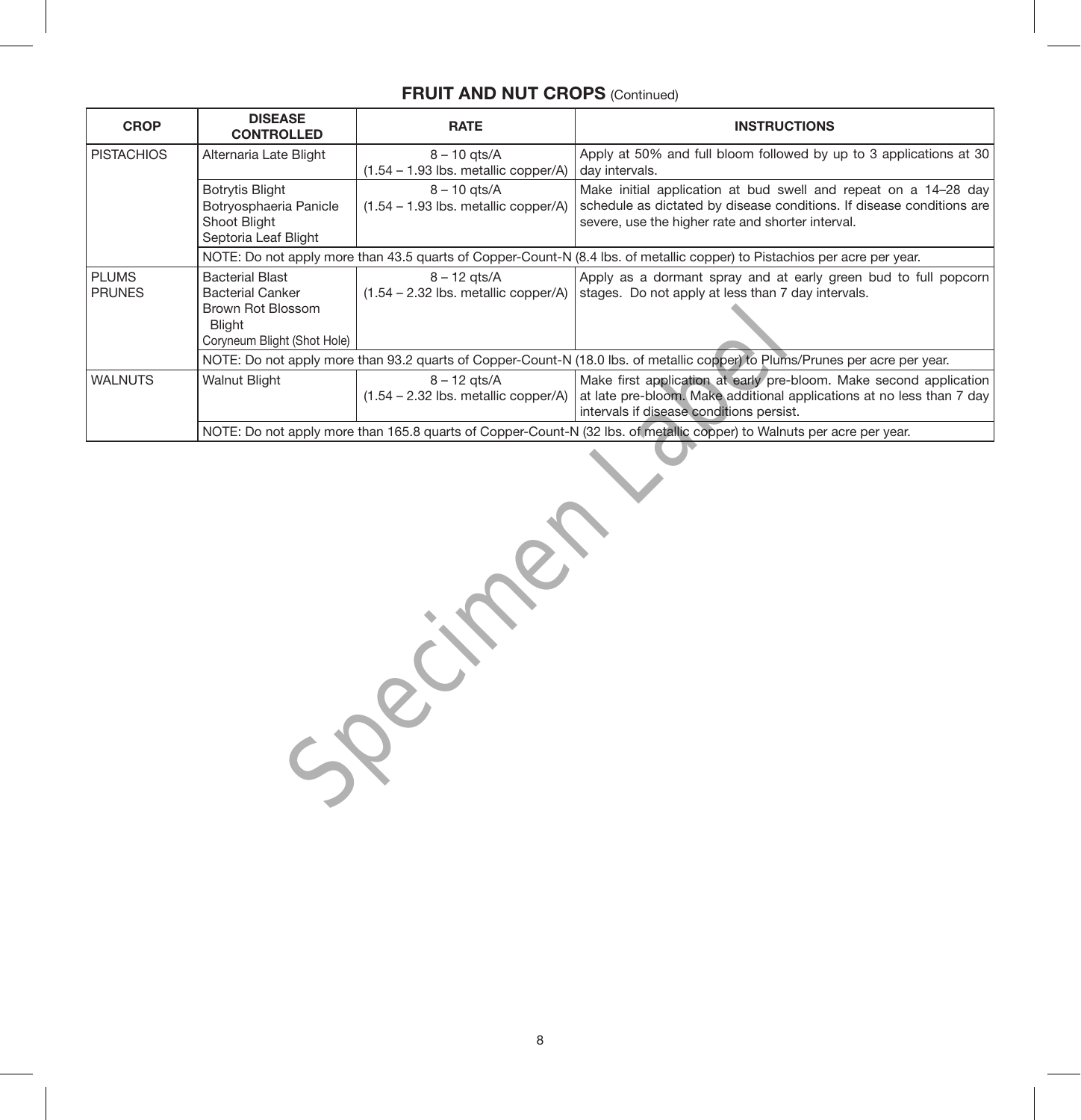## FRUIT AND NUT CROPS (Continued)

| CROP | DISEASE CONTROLLED | RATE | INSTRUCTIONS |
|---|---|---|---|
| PISTACHIOS | Alternaria Late Blight | 8 – 10 qts/A (1.54 – 1.93 lbs. metallic copper/A) | Apply at 50% and full bloom followed by up to 3 applications at 30 day intervals. |
| | Botrytis Blight<br>Botryosphaeria Panicle Shoot Blight<br>Septoria Leaf Blight | 8 – 10 qts/A (1.54 – 1.93 lbs. metallic copper/A) | Make initial application at bud swell and repeat on a 14–28 day schedule as dictated by disease conditions. If disease conditions are severe, use the higher rate and shorter interval. |
| | NOTE: Do not apply more than 43.5 quarts of Copper-Count-N (8.4 lbs. of metallic copper) to Pistachios per acre per year. | | |
| PLUMS<br>PRUNES | Bacterial Blast<br>Bacterial Canker<br>Brown Rot Blossom Blight<br>Coryneum Blight (Shot Hole) | 8 – 12 qts/A (1.54 – 2.32 lbs. metallic copper/A) | Apply as a dormant spray and at early green bud to full popcorn stages. Do not apply at less than 7 day intervals. |
| | NOTE: Do not apply more than 93.2 quarts of Copper-Count-N (18.0 lbs. of metallic copper) to Plums/Prunes per acre per year. | | |
| WALNUTS | Walnut Blight | 8 – 12 qts/A (1.54 – 2.32 lbs. metallic copper/A) | Make first application at early pre-bloom. Make second application at late pre-bloom. Make additional applications at no less than 7 day intervals if disease conditions persist. |
| | NOTE: Do not apply more than 165.8 quarts of Copper-Count-N (32 lbs. of metallic copper) to Walnuts per acre per year. | | |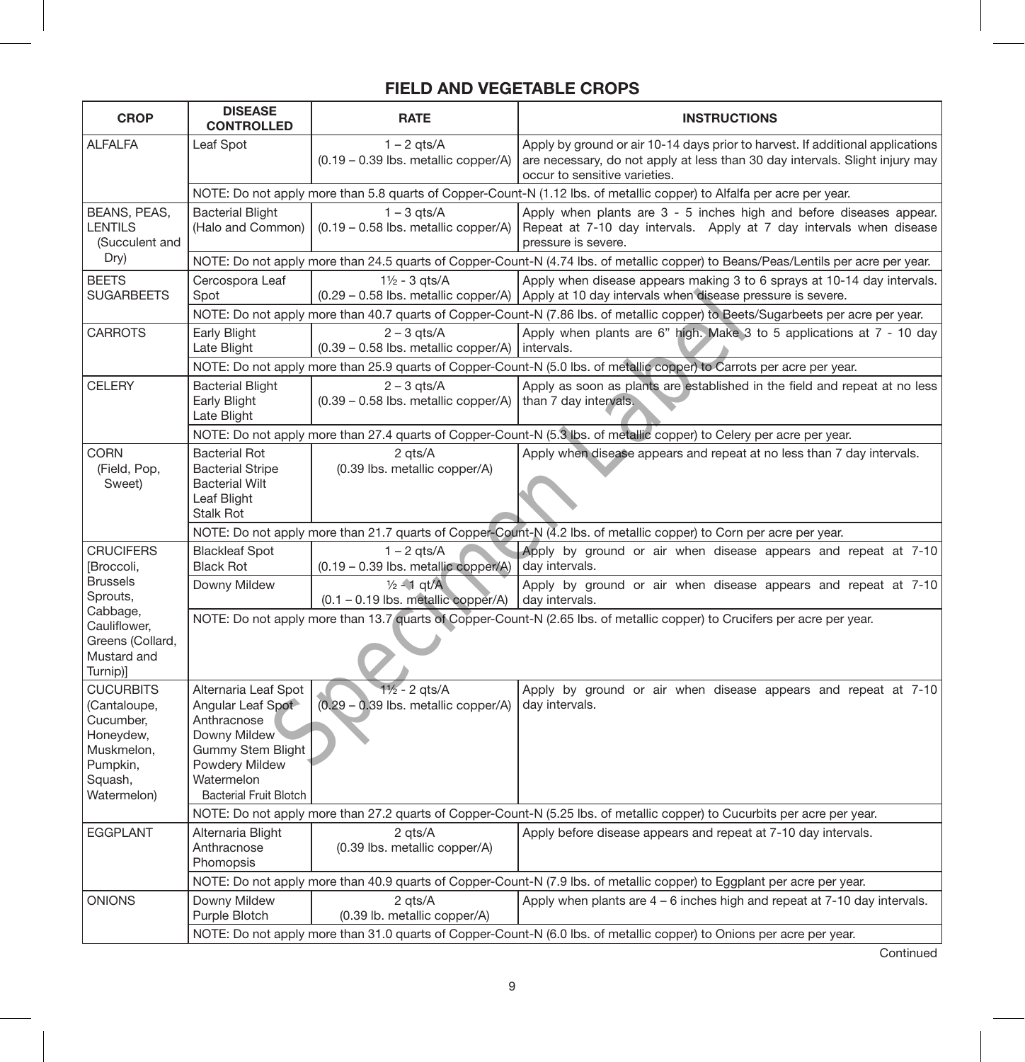## FIELD AND VEGETABLE CROPS

| CROP | DISEASE CONTROLLED | RATE | INSTRUCTIONS |
|---|---|---|---|
| ALFALFA | Leaf Spot | 1 – 2 qts/A (0.19 – 0.39 lbs. metallic copper/A) | Apply by ground or air 10-14 days prior to harvest. If additional applications are necessary, do not apply at less than 30 day intervals. Slight injury may occur to sensitive varieties. |
| | NOTE: Do not apply more than 5.8 quarts of Copper-Count-N (1.12 lbs. of metallic copper) to Alfalfa per acre per year. | | |
| BEANS, PEAS, LENTILS (Succulent and Dry) | Bacterial Blight (Halo and Common) | 1 – 3 qts/A (0.19 – 0.58 lbs. metallic copper/A) | Apply when plants are 3 - 5 inches high and before diseases appear. Repeat at 7-10 day intervals. Apply at 7 day intervals when disease pressure is severe. |
| | NOTE: Do not apply more than 24.5 quarts of Copper-Count-N (4.74 lbs. of metallic copper) to Beans/Peas/Lentils per acre per year. | | |
| BEETS SUGARBEETS | Cercospora Leaf Spot | 1½ - 3 qts/A (0.29 – 0.58 lbs. metallic copper/A) | Apply when disease appears making 3 to 6 sprays at 10-14 day intervals. Apply at 10 day intervals when disease pressure is severe. |
| | NOTE: Do not apply more than 40.7 quarts of Copper-Count-N (7.86 lbs. of metallic copper) to Beets/Sugarbeets per acre per year. | | |
| CARROTS | Early Blight<br>Late Blight | 2 – 3 qts/A (0.39 – 0.58 lbs. metallic copper/A) | Apply when plants are 6" high. Make 3 to 5 applications at 7 - 10 day intervals. |
| | NOTE: Do not apply more than 25.9 quarts of Copper-Count-N (5.0 lbs. of metallic copper) to Carrots per acre per year. | | |
| CELERY | Bacterial Blight<br>Early Blight<br>Late Blight | 2 – 3 qts/A (0.39 – 0.58 lbs. metallic copper/A) | Apply as soon as plants are established in the field and repeat at no less than 7 day intervals. |
| | NOTE: Do not apply more than 27.4 quarts of Copper-Count-N (5.3 lbs. of metallic copper) to Celery per acre per year. | | |
| CORN (Field, Pop, Sweet) | Bacterial Rot<br>Bacterial Stripe<br>Bacterial Wilt<br>Leaf Blight<br>Stalk Rot | 2 qts/A (0.39 lbs. metallic copper/A) | Apply when disease appears and repeat at no less than 7 day intervals. |
| | NOTE: Do not apply more than 21.7 quarts of Copper-Count-N (4.2 lbs. of metallic copper) to Corn per acre per year. | | |
| CRUCIFERS [Broccoli, Brussels Sprouts, Cabbage, Cauliflower, Greens (Collard, Mustard and Turnip)] | Blackleaf Spot<br>Black Rot | 1 – 2 qts/A (0.19 – 0.39 lbs. metallic copper/A) | Apply by ground or air when disease appears and repeat at 7-10 day intervals. |
| | Downy Mildew | ½ - 1 qt/A (0.1 – 0.19 lbs. metallic copper/A) | Apply by ground or air when disease appears and repeat at 7-10 day intervals. |
| | NOTE: Do not apply more than 13.7 quarts of Copper-Count-N (2.65 lbs. of metallic copper) to Crucifers per acre per year. | | |
| CUCURBITS (Cantaloupe, Cucumber, Honeydew, Muskmelon, Pumpkin, Squash, Watermelon) | Alternaria Leaf Spot<br>Angular Leaf Spot<br>Anthracnose<br>Downy Mildew<br>Gummy Stem Blight<br>Powdery Mildew<br>Watermelon Bacterial Fruit Blotch | 1½ - 2 qts/A (0.29 – 0.39 lbs. metallic copper/A) | Apply by ground or air when disease appears and repeat at 7-10 day intervals. |
| | NOTE: Do not apply more than 27.2 quarts of Copper-Count-N (5.25 lbs. of metallic copper) to Cucurbits per acre per year. | | |
| EGGPLANT | Alternaria Blight<br>Anthracnose<br>Phomopsis | 2 qts/A (0.39 lbs. metallic copper/A) | Apply before disease appears and repeat at 7-10 day intervals. |
| | NOTE: Do not apply more than 40.9 quarts of Copper-Count-N (7.9 lbs. of metallic copper) to Eggplant per acre per year. | | |
| ONIONS | Downy Mildew<br>Purple Blotch | 2 qts/A (0.39 lb. metallic copper/A) | Apply when plants are 4 – 6 inches high and repeat at 7-10 day intervals. |
| | NOTE: Do not apply more than 31.0 quarts of Copper-Count-N (6.0 lbs. of metallic copper) to Onions per acre per year. | | |

Continued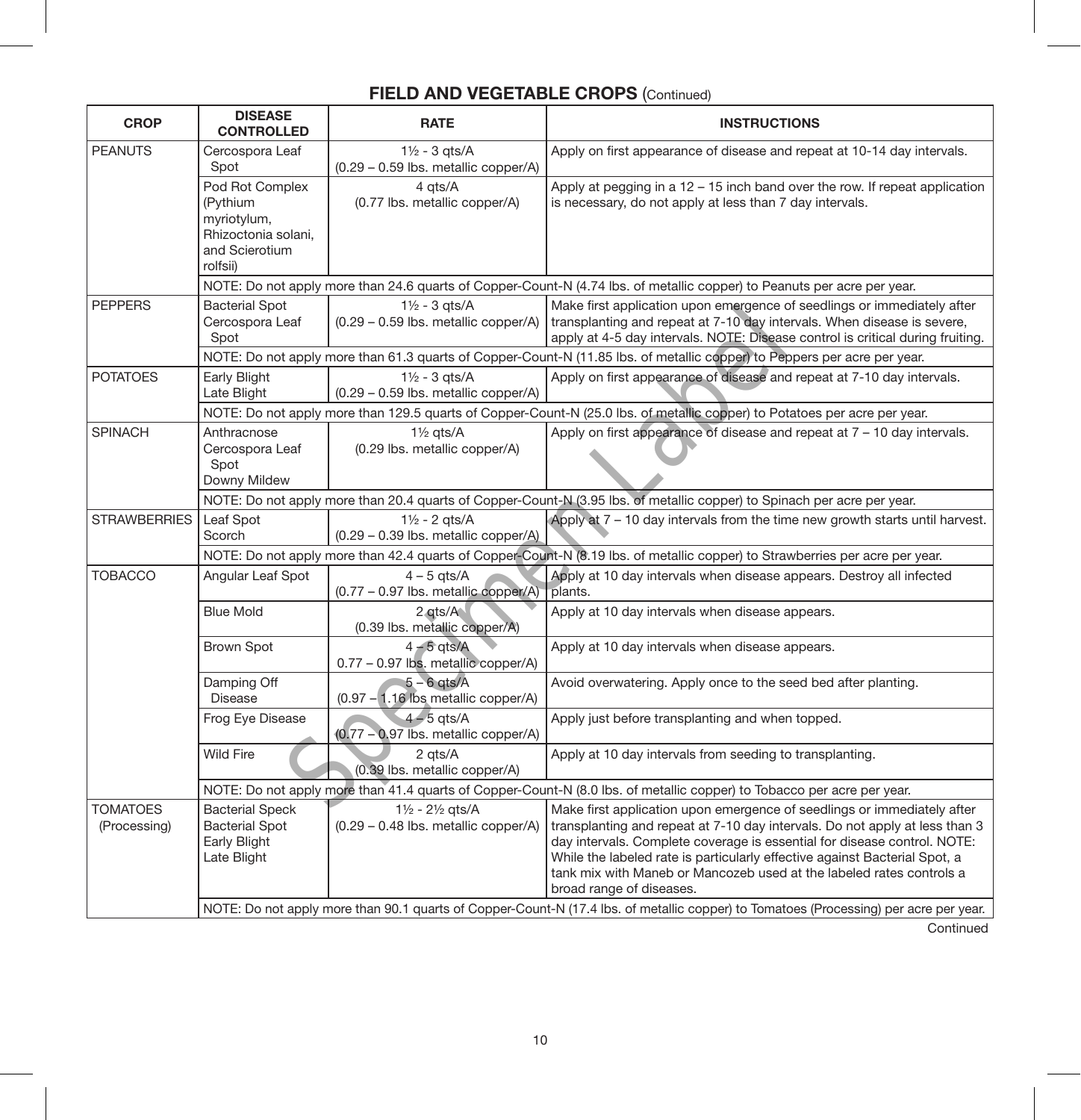## FIELD AND VEGETABLE CROPS (Continued)

| CROP | DISEASE CONTROLLED | RATE | INSTRUCTIONS |
|---|---|---|---|
| PEANUTS | Cercospora Leaf Spot | 1½ - 3 qts/A (0.29 – 0.59 lbs. metallic copper/A) | Apply on first appearance of disease and repeat at 10-14 day intervals. |
| | Pod Rot Complex (Pythium myriotylum, Rhizoctonia solani, and Scierotium rolfsii) | 4 qts/A (0.77 lbs. metallic copper/A) | Apply at pegging in a 12 – 15 inch band over the row. If repeat application is necessary, do not apply at less than 7 day intervals. |
| | NOTE: Do not apply more than 24.6 quarts of Copper-Count-N (4.74 lbs. of metallic copper) to Peanuts per acre per year. | | |
| PEPPERS | Bacterial Spot<br>Cercospora Leaf Spot | 1½ - 3 qts/A (0.29 – 0.59 lbs. metallic copper/A) | Make first application upon emergence of seedlings or immediately after transplanting and repeat at 7-10 day intervals. When disease is severe, apply at 4-5 day intervals. NOTE: Disease control is critical during fruiting. |
| | NOTE: Do not apply more than 61.3 quarts of Copper-Count-N (11.85 lbs. of metallic copper) to Peppers per acre per year. | | |
| POTATOES | Early Blight<br>Late Blight | 1½ - 3 qts/A (0.29 – 0.59 lbs. metallic copper/A) | Apply on first appearance of disease and repeat at 7-10 day intervals. |
| | NOTE: Do not apply more than 129.5 quarts of Copper-Count-N (25.0 lbs. of metallic copper) to Potatoes per acre per year. | | |
| SPINACH | Anthracnose<br>Cercospora Leaf Spot<br>Downy Mildew | 1½ qts/A (0.29 lbs. metallic copper/A) | Apply on first appearance of disease and repeat at 7 – 10 day intervals. |
| | NOTE: Do not apply more than 20.4 quarts of Copper-Count-N (3.95 lbs. of metallic copper) to Spinach per acre per year. | | |
| STRAWBERRIES | Leaf Spot<br>Scorch | 1½ - 2 qts/A (0.29 – 0.39 lbs. metallic copper/A) | Apply at 7 – 10 day intervals from the time new growth starts until harvest. |
| | NOTE: Do not apply more than 42.4 quarts of Copper-Count-N (8.19 lbs. of metallic copper) to Strawberries per acre per year. | | |
| TOBACCO | Angular Leaf Spot | 4 – 5 qts/A (0.77 – 0.97 lbs. metallic copper/A) | Apply at 10 day intervals when disease appears. Destroy all infected plants. |
| | Blue Mold | 2 qts/A (0.39 lbs. metallic copper/A) | Apply at 10 day intervals when disease appears. |
| | Brown Spot | 4 – 5 qts/A 0.77 – 0.97 lbs. metallic copper/A) | Apply at 10 day intervals when disease appears. |
| | Damping Off Disease | 5 – 6 qts/A (0.97 – 1.16 lbs metallic copper/A) | Avoid overwatering. Apply once to the seed bed after planting. |
| | Frog Eye Disease | 4 – 5 qts/A (0.77 – 0.97 lbs. metallic copper/A) | Apply just before transplanting and when topped. |
| | Wild Fire | 2 qts/A (0.39 lbs. metallic copper/A) | Apply at 10 day intervals from seeding to transplanting. |
| | NOTE: Do not apply more than 41.4 quarts of Copper-Count-N (8.0 lbs. of metallic copper) to Tobacco per acre per year. | | |
| TOMATOES (Processing) | Bacterial Speck<br>Bacterial Spot<br>Early Blight<br>Late Blight | 1½ - 2½ qts/A (0.29 – 0.48 lbs. metallic copper/A) | Make first application upon emergence of seedlings or immediately after transplanting and repeat at 7-10 day intervals. Do not apply at less than 3 day intervals. Complete coverage is essential for disease control. NOTE: While the labeled rate is particularly effective against Bacterial Spot, a tank mix with Maneb or Mancozeb used at the labeled rates controls a broad range of diseases. |
| | NOTE: Do not apply more than 90.1 quarts of Copper-Count-N (17.4 lbs. of metallic copper) to Tomatoes (Processing) per acre per year. | | |

Continued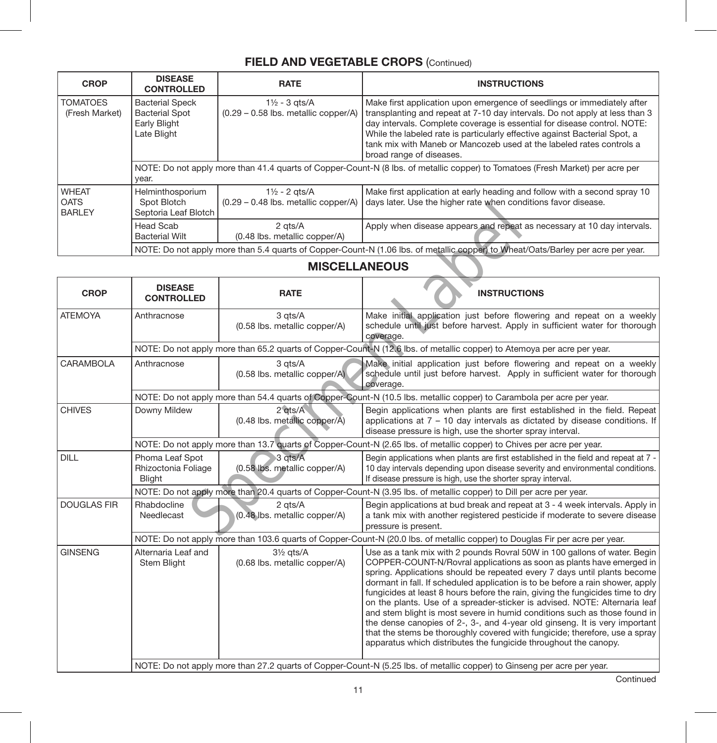## FIELD AND VEGETABLE CROPS (Continued)

| CROP | DISEASE CONTROLLED | RATE | INSTRUCTIONS |
|---|---|---|---|
| TOMATOES (Fresh Market) | Bacterial Speck<br>Bacterial Spot<br>Early Blight<br>Late Blight | 1½ - 3 qts/A<br>(0.29 – 0.58 lbs. metallic copper/A) | Make first application upon emergence of seedlings or immediately after transplanting and repeat at 7-10 day intervals. Do not apply at less than 3 day intervals. Complete coverage is essential for disease control. NOTE: While the labeled rate is particularly effective against Bacterial Spot, a tank mix with Maneb or Mancozeb used at the labeled rates controls a broad range of diseases. |
| | NOTE: Do not apply more than 41.4 quarts of Copper-Count-N (8 lbs. of metallic copper) to Tomatoes (Fresh Market) per acre per year. | | |
| WHEAT<br>OATS<br>BARLEY | Helminthosporium Spot Blotch<br>Septoria Leaf Blotch | 1½ - 2 qts/A<br>(0.29 – 0.48 lbs. metallic copper/A) | Make first application at early heading and follow with a second spray 10 days later. Use the higher rate when conditions favor disease. |
| | Head Scab<br>Bacterial Wilt | 2 qts/A<br>(0.48 lbs. metallic copper/A) | Apply when disease appears and repeat as necessary at 10 day intervals. |
| | NOTE: Do not apply more than 5.4 quarts of Copper-Count-N (1.06 lbs. of metallic copper) to Wheat/Oats/Barley per acre per year. | | |

## MISCELLANEOUS

| CROP | DISEASE CONTROLLED | RATE | INSTRUCTIONS |
|---|---|---|---|
| ATEMOYA | Anthracnose | 3 qts/A<br>(0.58 lbs. metallic copper/A) | Make initial application just before flowering and repeat on a weekly schedule until just before harvest. Apply in sufficient water for thorough coverage. |
| | NOTE: Do not apply more than 65.2 quarts of Copper-Count-N (12.6 lbs. of metallic copper) to Atemoya per acre per year. | | |
| CARAMBOLA | Anthracnose | 3 qts/A<br>(0.58 lbs. metallic copper/A) | Make initial application just before flowering and repeat on a weekly schedule until just before harvest. Apply in sufficient water for thorough coverage. |
| | NOTE: Do not apply more than 54.4 quarts of Copper-Count-N (10.5 lbs. metallic copper) to Carambola per acre per year. | | |
| CHIVES | Downy Mildew | 2 qts/A<br>(0.48 lbs. metallic copper/A) | Begin applications when plants are first established in the field. Repeat applications at 7 – 10 day intervals as dictated by disease conditions. If disease pressure is high, use the shorter spray interval. |
| | NOTE: Do not apply more than 13.7 quarts of Copper-Count-N (2.65 lbs. of metallic copper) to Chives per acre per year. | | |
| DILL | Phoma Leaf Spot<br>Rhizoctonia Foliage Blight | 3 qts/A<br>(0.58 lbs. metallic copper/A) | Begin applications when plants are first established in the field and repeat at 7 - 10 day intervals depending upon disease severity and environmental conditions. If disease pressure is high, use the shorter spray interval. |
| | NOTE: Do not apply more than 20.4 quarts of Copper-Count-N (3.95 lbs. of metallic copper) to Dill per acre per year. | | |
| DOUGLAS FIR | Rhabdocline Needlecast | 2 qts/A<br>(0.48 lbs. metallic copper/A) | Begin applications at bud break and repeat at 3 - 4 week intervals. Apply in a tank mix with another registered pesticide if moderate to severe disease pressure is present. |
| | NOTE: Do not apply more than 103.6 quarts of Copper-Count-N (20.0 lbs. of metallic copper) to Douglas Fir per acre per year. | | |
| GINSENG | Alternaria Leaf and Stem Blight | 3½ qts/A<br>(0.68 lbs. metallic copper/A) | Use as a tank mix with 2 pounds Rovral 50W in 100 gallons of water. Begin COPPER-COUNT-N/Rovral applications as soon as plants have emerged in spring. Applications should be repeated every 7 days until plants become dormant in fall. If scheduled application is to be before a rain shower, apply fungicides at least 8 hours before the rain, giving the fungicides time to dry on the plants. Use of a spreader-sticker is advised. NOTE: Alternaria leaf and stem blight is most severe in humid conditions such as those found in the dense canopies of 2-, 3-, and 4-year old ginseng. It is very important that the stems be thoroughly covered with fungicide; therefore, use a spray apparatus which distributes the fungicide throughout the canopy. |
| | NOTE: Do not apply more than 27.2 quarts of Copper-Count-N (5.25 lbs. of metallic copper) to Ginseng per acre per year. | | |

Continued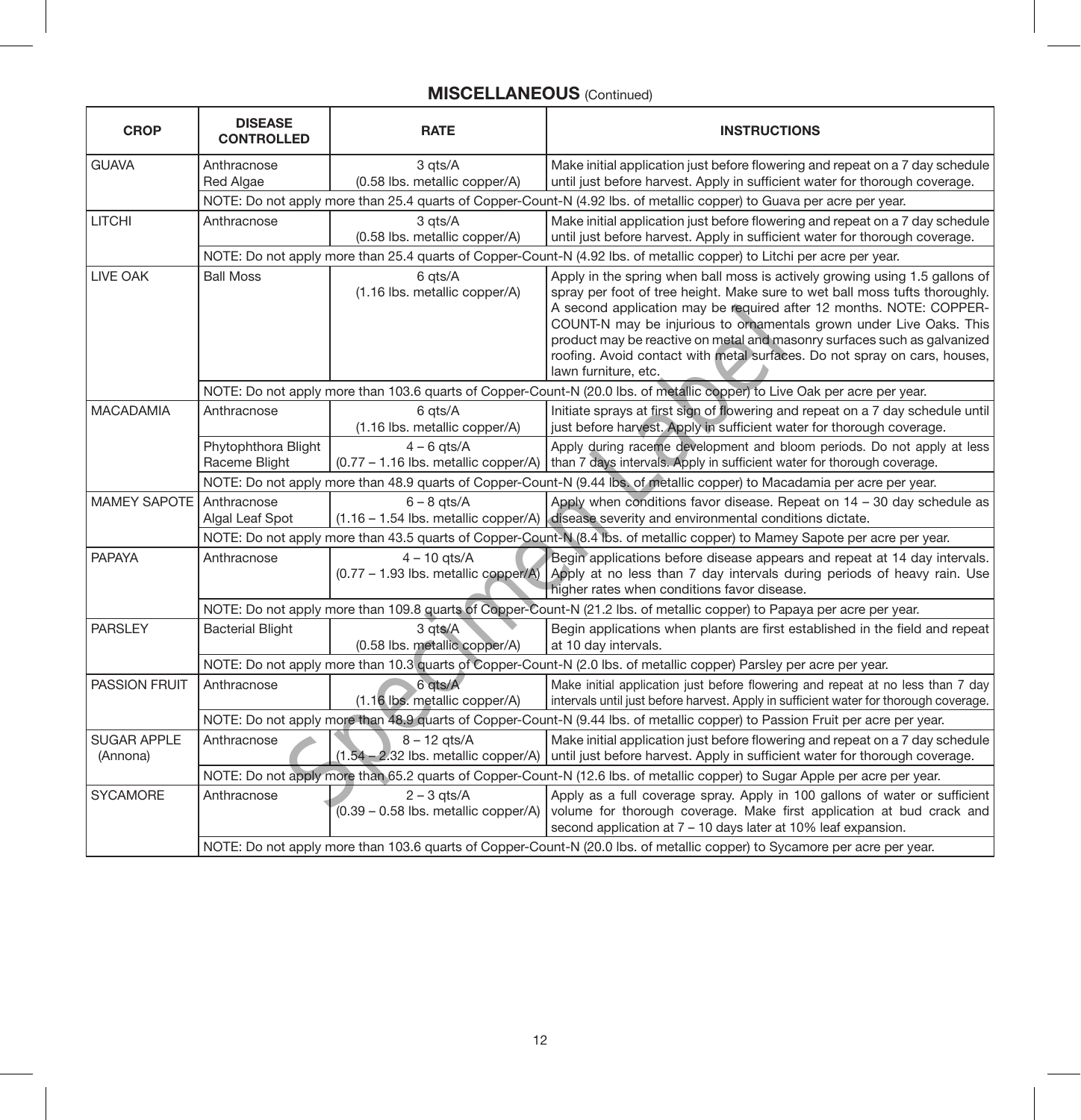## MISCELLANEOUS (Continued)

| CROP | DISEASE CONTROLLED | RATE | INSTRUCTIONS |
|---|---|---|---|
| GUAVA | Anthracnose<br>Red Algae | 3 qts/A<br>(0.58 lbs. metallic copper/A) | Make initial application just before flowering and repeat on a 7 day schedule until just before harvest. Apply in sufficient water for thorough coverage. |
| | NOTE: Do not apply more than 25.4 quarts of Copper-Count-N (4.92 lbs. of metallic copper) to Guava per acre per year. | | |
| LITCHI | Anthracnose | 3 qts/A<br>(0.58 lbs. metallic copper/A) | Make initial application just before flowering and repeat on a 7 day schedule until just before harvest. Apply in sufficient water for thorough coverage. |
| | NOTE: Do not apply more than 25.4 quarts of Copper-Count-N (4.92 lbs. of metallic copper) to Litchi per acre per year. | | |
| LIVE OAK | Ball Moss | 6 qts/A<br>(1.16 lbs. metallic copper/A) | Apply in the spring when ball moss is actively growing using 1.5 gallons of spray per foot of tree height. Make sure to wet ball moss tufts thoroughly. A second application may be required after 12 months. NOTE: COPPER-COUNT-N may be injurious to ornamentals grown under Live Oaks. This product may be reactive on metal and masonry surfaces such as galvanized roofing. Avoid contact with metal surfaces. Do not spray on cars, houses, lawn furniture, etc. |
| | NOTE: Do not apply more than 103.6 quarts of Copper-Count-N (20.0 lbs. of metallic copper) to Live Oak per acre per year. | | |
| MACADAMIA | Anthracnose | 6 qts/A<br>(1.16 lbs. metallic copper/A) | Initiate sprays at first sign of flowering and repeat on a 7 day schedule until just before harvest. Apply in sufficient water for thorough coverage. |
| | Phytophthora Blight<br>Raceme Blight | 4 – 6 qts/A<br>(0.77 – 1.16 lbs. metallic copper/A) | Apply during raceme development and bloom periods. Do not apply at less than 7 days intervals. Apply in sufficient water for thorough coverage. |
| | NOTE: Do not apply more than 48.9 quarts of Copper-Count-N (9.44 lbs. of metallic copper) to Macadamia per acre per year. | | |
| MAMEY SAPOTE | Anthracnose<br>Algal Leaf Spot | 6 – 8 qts/A<br>(1.16 – 1.54 lbs. metallic copper/A) | Apply when conditions favor disease. Repeat on 14 – 30 day schedule as disease severity and environmental conditions dictate. |
| | NOTE: Do not apply more than 43.5 quarts of Copper-Count-N (8.4 lbs. of metallic copper) to Mamey Sapote per acre per year. | | |
| PAPAYA | Anthracnose | 4 – 10 qts/A<br>(0.77 – 1.93 lbs. metallic copper/A) | Begin applications before disease appears and repeat at 14 day intervals. Apply at no less than 7 day intervals during periods of heavy rain. Use higher rates when conditions favor disease. |
| | NOTE: Do not apply more than 109.8 quarts of Copper-Count-N (21.2 lbs. of metallic copper) to Papaya per acre per year. | | |
| PARSLEY | Bacterial Blight | 3 qts/A<br>(0.58 lbs. metallic copper/A) | Begin applications when plants are first established in the field and repeat at 10 day intervals. |
| | NOTE: Do not apply more than 10.3 quarts of Copper-Count-N (2.0 lbs. of metallic copper) Parsley per acre per year. | | |
| PASSION FRUIT | Anthracnose | 6 qts/A<br>(1.16 lbs. metallic copper/A) | Make initial application just before flowering and repeat at no less than 7 day intervals until just before harvest. Apply in sufficient water for thorough coverage. |
| | NOTE: Do not apply more than 48.9 quarts of Copper-Count-N (9.44 lbs. of metallic copper) to Passion Fruit per acre per year. | | |
| SUGAR APPLE (Annona) | Anthracnose | 8 – 12 qts/A<br>(1.54 – 2.32 lbs. metallic copper/A) | Make initial application just before flowering and repeat on a 7 day schedule until just before harvest. Apply in sufficient water for thorough coverage. |
| | NOTE: Do not apply more than 65.2 quarts of Copper-Count-N (12.6 lbs. of metallic copper) to Sugar Apple per acre per year. | | |
| SYCAMORE | Anthracnose | 2 – 3 qts/A<br>(0.39 – 0.58 lbs. metallic copper/A) | Apply as a full coverage spray. Apply in 100 gallons of water or sufficient volume for thorough coverage. Make first application at bud crack and second application at 7 – 10 days later at 10% leaf expansion. |
| | NOTE: Do not apply more than 103.6 quarts of Copper-Count-N (20.0 lbs. of metallic copper) to Sycamore per acre per year. | | |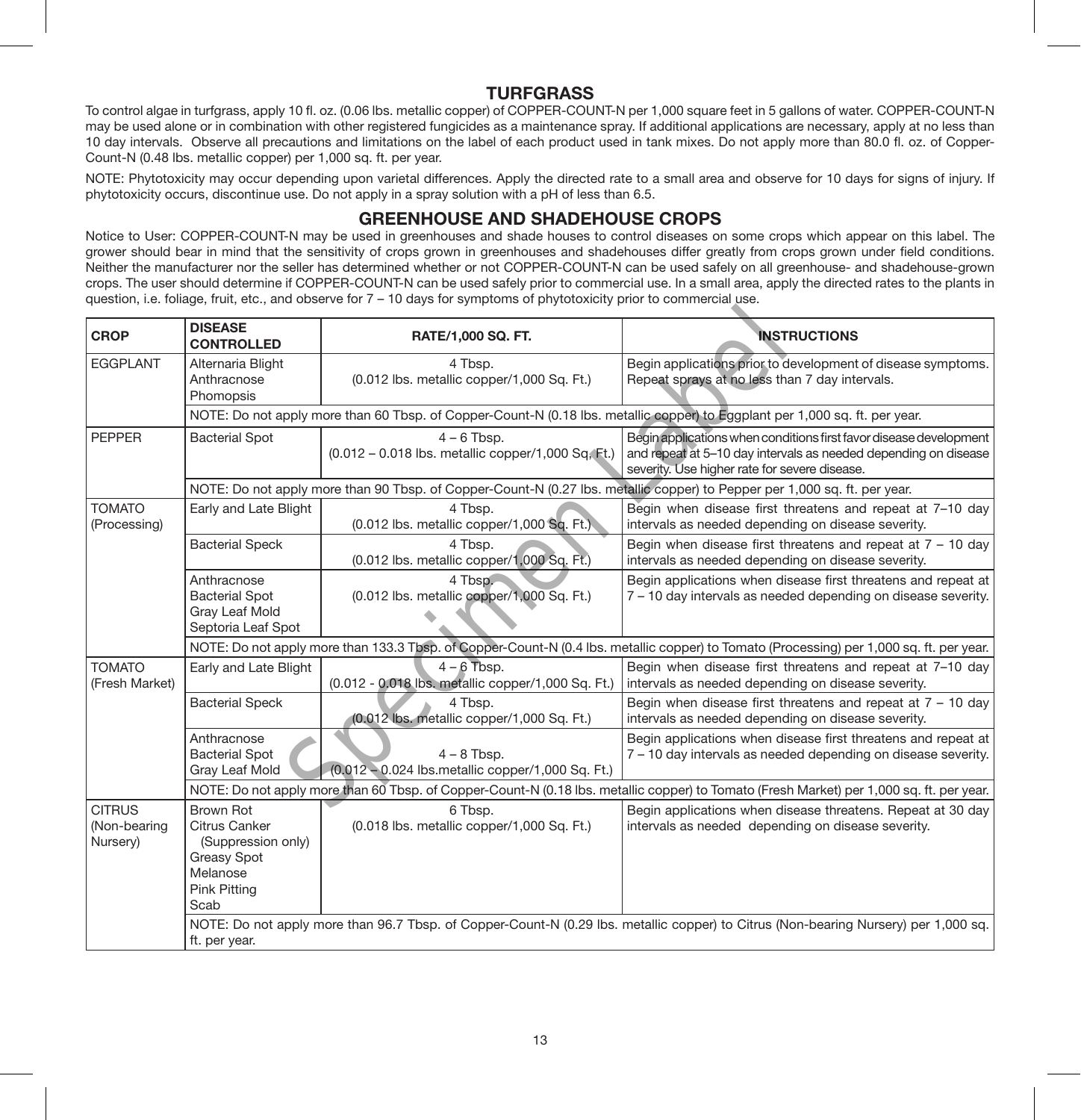## TURFGRASS

To control algae in turfgrass, apply 10 fl. oz. (0.06 lbs. metallic copper) of COPPER-COUNT-N per 1,000 square feet in 5 gallons of water. COPPER-COUNT-N may be used alone or in combination with other registered fungicides as a maintenance spray. If additional applications are necessary, apply at no less than 10 day intervals. Observe all precautions and limitations on the label of each product used in tank mixes. Do not apply more than 80.0 fl. oz. of Copper-Count-N (0.48 lbs. metallic copper) per 1,000 sq. ft. per year.

NOTE: Phytotoxicity may occur depending upon varietal differences. Apply the directed rate to a small area and observe for 10 days for signs of injury. If phytotoxicity occurs, discontinue use. Do not apply in a spray solution with a pH of less than 6.5.

## GREENHOUSE AND SHADEHOUSE CROPS

Notice to User: COPPER-COUNT-N may be used in greenhouses and shade houses to control diseases on some crops which appear on this label. The grower should bear in mind that the sensitivity of crops grown in greenhouses and shadehouses differ greatly from crops grown under field conditions. Neither the manufacturer nor the seller has determined whether or not COPPER-COUNT-N can be used safely on all greenhouse- and shadehouse-grown crops. The user should determine if COPPER-COUNT-N can be used safely prior to commercial use. In a small area, apply the directed rates to the plants in question, i.e. foliage, fruit, etc., and observe for 7 – 10 days for symptoms of phytotoxicity prior to commercial use.

| CROP | DISEASE CONTROLLED | RATE/1,000 SQ. FT. | INSTRUCTIONS |
|---|---|---|---|
| EGGPLANT | Alternaria Blight<br>Anthracnose<br>Phomopsis | 4 Tbsp.<br>(0.012 lbs. metallic copper/1,000 Sq. Ft.) | Begin applications prior to development of disease symptoms. Repeat sprays at no less than 7 day intervals. |
| | NOTE: Do not apply more than 60 Tbsp. of Copper-Count-N (0.18 lbs. metallic copper) to Eggplant per 1,000 sq. ft. per year. | | |
| PEPPER | Bacterial Spot | 4 – 6 Tbsp.<br>(0.012 – 0.018 lbs. metallic copper/1,000 Sq. Ft.) | Begin applications when conditions first favor disease development and repeat at 5–10 day intervals as needed depending on disease severity. Use higher rate for severe disease. |
| | NOTE: Do not apply more than 90 Tbsp. of Copper-Count-N (0.27 lbs. metallic copper) to Pepper per 1,000 sq. ft. per year. | | |
| TOMATO (Processing) | Early and Late Blight | 4 Tbsp.<br>(0.012 lbs. metallic copper/1,000 Sq. Ft.) | Begin when disease first threatens and repeat at 7–10 day intervals as needed depending on disease severity. |
| | Bacterial Speck | 4 Tbsp.<br>(0.012 lbs. metallic copper/1,000 Sq. Ft.) | Begin when disease first threatens and repeat at 7 – 10 day intervals as needed depending on disease severity. |
| | Anthracnose<br>Bacterial Spot<br>Gray Leaf Mold<br>Septoria Leaf Spot | 4 Tbsp.<br>(0.012 lbs. metallic copper/1,000 Sq. Ft.) | Begin applications when disease first threatens and repeat at 7 – 10 day intervals as needed depending on disease severity. |
| | NOTE: Do not apply more than 133.3 Tbsp. of Copper-Count-N (0.4 lbs. metallic copper) to Tomato (Processing) per 1,000 sq. ft. per year. | | |
| TOMATO (Fresh Market) | Early and Late Blight | 4 – 6 Tbsp.<br>(0.012 - 0.018 lbs. metallic copper/1,000 Sq. Ft.) | Begin when disease first threatens and repeat at 7–10 day intervals as needed depending on disease severity. |
| | Bacterial Speck | 4 Tbsp.<br>(0.012 lbs. metallic copper/1,000 Sq. Ft.) | Begin when disease first threatens and repeat at 7 – 10 day intervals as needed depending on disease severity. |
| | Anthracnose<br>Bacterial Spot<br>Gray Leaf Mold | 4 – 8 Tbsp.<br>(0.012 – 0.024 lbs.metallic copper/1,000 Sq. Ft.) | Begin applications when disease first threatens and repeat at 7 – 10 day intervals as needed depending on disease severity. |
| | NOTE: Do not apply more than 60 Tbsp. of Copper-Count-N (0.18 lbs. metallic copper) to Tomato (Fresh Market) per 1,000 sq. ft. per year. | | |
| CITRUS (Non-bearing Nursery) | Brown Rot<br>Citrus Canker (Suppression only)<br>Greasy Spot<br>Melanose<br>Pink Pitting<br>Scab | 6 Tbsp.<br>(0.018 lbs. metallic copper/1,000 Sq. Ft.) | Begin applications when disease threatens. Repeat at 30 day intervals as needed depending on disease severity. |
| | NOTE: Do not apply more than 96.7 Tbsp. of Copper-Count-N (0.29 lbs. metallic copper) to Citrus (Non-bearing Nursery) per 1,000 sq. ft. per year. | | |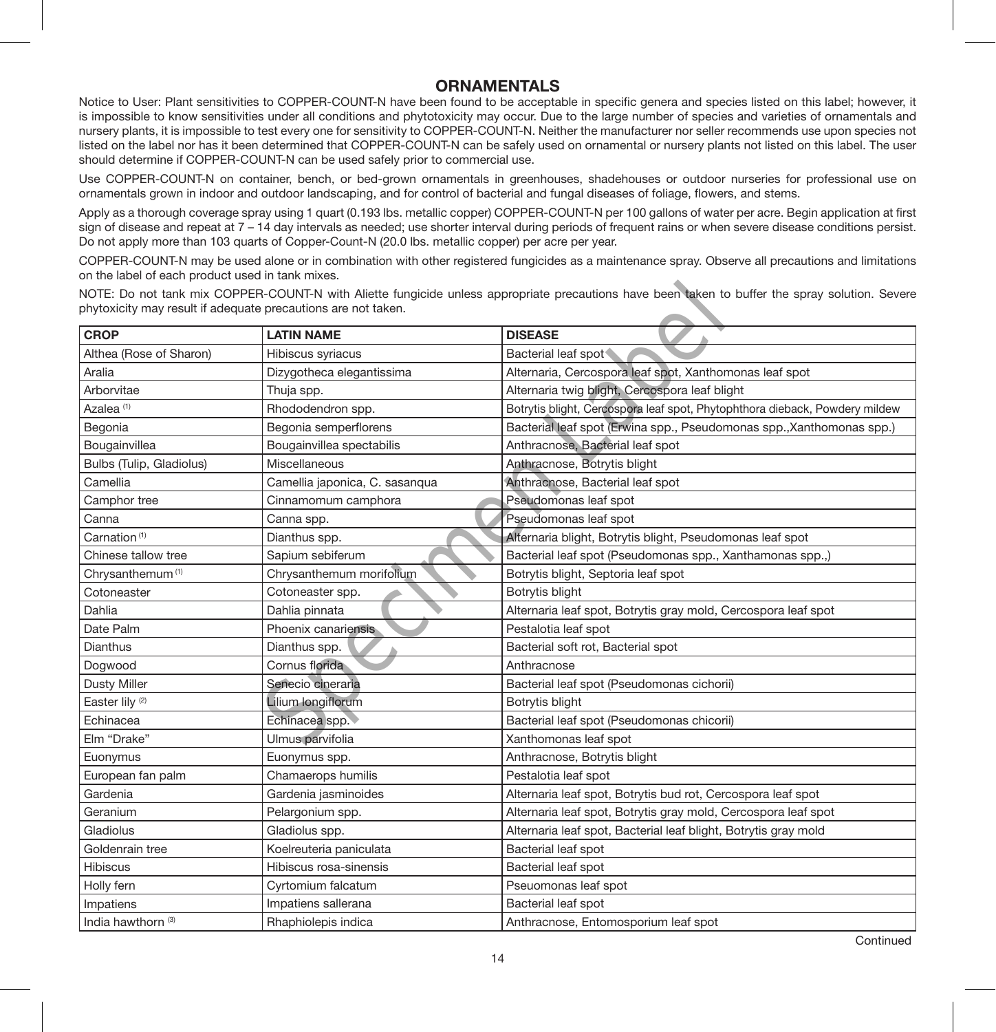## ORNAMENTALS

Notice to User: Plant sensitivities to COPPER-COUNT-N have been found to be acceptable in specific genera and species listed on this label; however, it is impossible to know sensitivities under all conditions and phytotoxicity may occur. Due to the large number of species and varieties of ornamentals and nursery plants, it is impossible to test every one for sensitivity to COPPER-COUNT-N. Neither the manufacturer nor seller recommends use upon species not listed on the label nor has it been determined that COPPER-COUNT-N can be safely used on ornamental or nursery plants not listed on this label. The user should determine if COPPER-COUNT-N can be used safely prior to commercial use.

Use COPPER-COUNT-N on container, bench, or bed-grown ornamentals in greenhouses, shadehouses or outdoor nurseries for professional use on ornamentals grown in indoor and outdoor landscaping, and for control of bacterial and fungal diseases of foliage, flowers, and stems.

Apply as a thorough coverage spray using 1 quart (0.193 lbs. metallic copper) COPPER-COUNT-N per 100 gallons of water per acre. Begin application at first sign of disease and repeat at 7 – 14 day intervals as needed; use shorter interval during periods of frequent rains or when severe disease conditions persist. Do not apply more than 103 quarts of Copper-Count-N (20.0 lbs. metallic copper) per acre per year.

COPPER-COUNT-N may be used alone or in combination with other registered fungicides as a maintenance spray. Observe all precautions and limitations on the label of each product used in tank mixes.

NOTE: Do not tank mix COPPER-COUNT-N with Aliette fungicide unless appropriate precautions have been taken to buffer the spray solution. Severe phytoxicity may result if adequate precautions are not taken.

| CROP | LATIN NAME | DISEASE |
|---|---|---|
| Althea (Rose of Sharon) | Hibiscus syriacus | Bacterial leaf spot |
| Aralia | Dizygotheca elegantissima | Alternaria, Cercospora leaf spot, Xanthomonas leaf spot |
| Arborvitae | Thuja spp. | Alternaria twig blight, Cercospora leaf blight |
| Azalea (1) | Rhododendron spp. | Botrytis blight, Cercospora leaf spot, Phytophthora dieback, Powdery mildew |
| Begonia | Begonia semperflorens | Bacterial leaf spot (Erwina spp., Pseudomonas spp.,Xanthomonas spp.) |
| Bougainvillea | Bougainvillea spectabilis | Anthracnose, Bacterial leaf spot |
| Bulbs (Tulip, Gladiolus) | Miscellaneous | Anthracnose, Botrytis blight |
| Camellia | Camellia japonica, C. sasanqua | Anthracnose, Bacterial leaf spot |
| Camphor tree | Cinnamomum camphora | Pseudomonas leaf spot |
| Canna | Canna spp. | Pseudomonas leaf spot |
| Carnation (1) | Dianthus spp. | Alternaria blight, Botrytis blight, Pseudomonas leaf spot |
| Chinese tallow tree | Sapium sebiferum | Bacterial leaf spot (Pseudomonas spp., Xanthamonas spp.,) |
| Chrysanthemum (1) | Chrysanthemum morifolium | Botrytis blight, Septoria leaf spot |
| Cotoneaster | Cotoneaster spp. | Botrytis blight |
| Dahlia | Dahlia pinnata | Alternaria leaf spot, Botrytis gray mold, Cercospora leaf spot |
| Date Palm | Phoenix canariensis | Pestalotia leaf spot |
| Dianthus | Dianthus spp. | Bacterial soft rot, Bacterial spot |
| Dogwood | Cornus florida | Anthracnose |
| Dusty Miller | Senecio cineraria | Bacterial leaf spot (Pseudomonas cichorii) |
| Easter lily (2) | Lilium longiflorum | Botrytis blight |
| Echinacea | Echinacea spp. | Bacterial leaf spot (Pseudomonas chicorii) |
| Elm “Drake” | Ulmus parvifolia | Xanthomonas leaf spot |
| Euonymus | Euonymus spp. | Anthracnose, Botrytis blight |
| European fan palm | Chamaerops humilis | Pestalotia leaf spot |
| Gardenia | Gardenia jasminoides | Alternaria leaf spot, Botrytis bud rot, Cercospora leaf spot |
| Geranium | Pelargonium spp. | Alternaria leaf spot, Botrytis gray mold, Cercospora leaf spot |
| Gladiolus | Gladiolus spp. | Alternaria leaf spot, Bacterial leaf blight, Botrytis gray mold |
| Goldenrain tree | Koelreuteria paniculata | Bacterial leaf spot |
| Hibiscus | Hibiscus rosa-sinensis | Bacterial leaf spot |
| Holly fern | Cyrtomium falcatum | Pseuomonas leaf spot |
| Impatiens | Impatiens sallerana | Bacterial leaf spot |
| India hawthorn (3) | Rhaphiolepis indica | Anthracnose, Entomosporium leaf spot |

Continued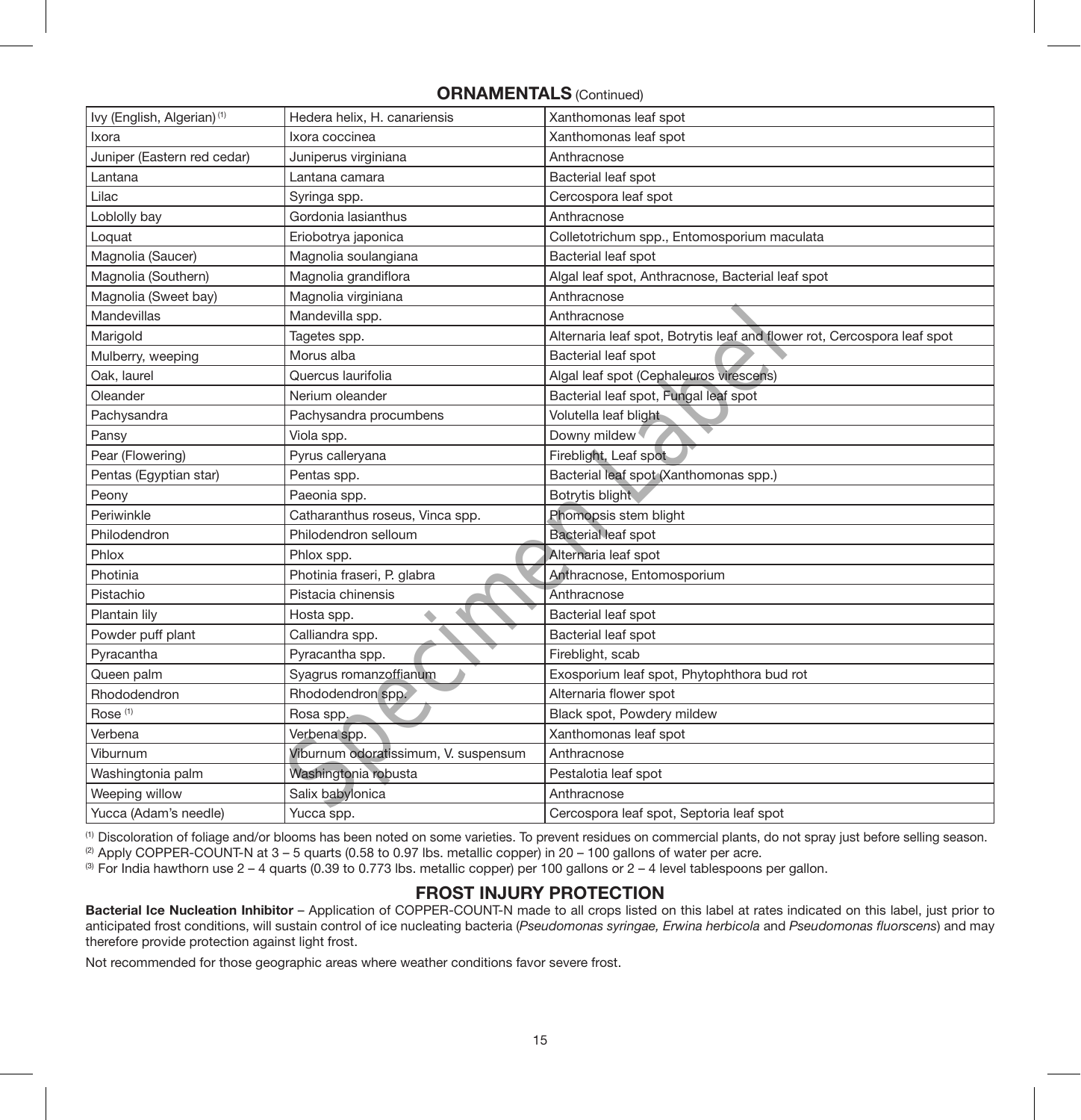## ORNAMENTALS (Continued)

| | | |
|---|---|---|
| Ivy (English, Algerian) [1] | Hedera helix, H. canariensis | Xanthomonas leaf spot |
| Ixora | Ixora coccinea | Xanthomonas leaf spot |
| Juniper (Eastern red cedar) | Juniperus virginiana | Anthracnose |
| Lantana | Lantana camara | Bacterial leaf spot |
| Lilac | Syringa spp. | Cercospora leaf spot |
| Loblolly bay | Gordonia lasianthus | Anthracnose |
| Loquat | Eriobotrya japonica | Colletotrichum spp., Entomosporium maculata |
| Magnolia (Saucer) | Magnolia soulangiana | Bacterial leaf spot |
| Magnolia (Southern) | Magnolia grandiflora | Algal leaf spot, Anthracnose, Bacterial leaf spot |
| Magnolia (Sweet bay) | Magnolia virginiana | Anthracnose |
| Mandevillas | Mandevilla spp. | Anthracnose |
| Marigold | Tagetes spp. | Alternaria leaf spot, Botrytis leaf and flower rot, Cercospora leaf spot |
| Mulberry, weeping | Morus alba | Bacterial leaf spot |
| Oak, laurel | Quercus laurifolia | Algal leaf spot (Cephaleuros virescens) |
| Oleander | Nerium oleander | Bacterial leaf spot, Fungal leaf spot |
| Pachysandra | Pachysandra procumbens | Volutella leaf blight |
| Pansy | Viola spp. | Downy mildew |
| Pear (Flowering) | Pyrus calleryana | Fireblight, Leaf spot |
| Pentas (Egyptian star) | Pentas spp. | Bacterial leaf spot (Xanthomonas spp.) |
| Peony | Paeonia spp. | Botrytis blight |
| Periwinkle | Catharanthus roseus, Vinca spp. | Phomopsis stem blight |
| Philodendron | Philodendron selloum | Bacterial leaf spot |
| Phlox | Phlox spp. | Alternaria leaf spot |
| Photinia | Photinia fraseri, P. glabra | Anthracnose, Entomosporium |
| Pistachio | Pistacia chinensis | Anthracnose |
| Plantain lily | Hosta spp. | Bacterial leaf spot |
| Powder puff plant | Calliandra spp. | Bacterial leaf spot |
| Pyracantha | Pyracantha spp. | Fireblight, scab |
| Queen palm | Syagrus romanzoffianum | Exosporium leaf spot, Phytophthora bud rot |
| Rhododendron | Rhododendron spp. | Alternaria flower spot |
| Rose [1] | Rosa spp. | Black spot, Powdery mildew |
| Verbena | Verbena spp. | Xanthomonas leaf spot |
| Viburnum | Viburnum odoratissimum, V. suspensum | Anthracnose |
| Washingtonia palm | Washingtonia robusta | Pestalotia leaf spot |
| Weeping willow | Salix babylonica | Anthracnose |
| Yucca (Adam's needle) | Yucca spp. | Cercospora leaf spot, Septoria leaf spot |

[1] Discoloration of foliage and/or blooms has been noted on some varieties. To prevent residues on commercial plants, do not spray just before selling season.
[2] Apply COPPER-COUNT-N at 3 – 5 quarts (0.58 to 0.97 lbs. metallic copper) in 20 – 100 gallons of water per acre.
[3] For India hawthorn use 2 – 4 quarts (0.39 to 0.773 lbs. metallic copper) per 100 gallons or 2 – 4 level tablespoons per gallon.

## FROST INJURY PROTECTION

**Bacterial Ice Nucleation Inhibitor** – Application of COPPER-COUNT-N made to all crops listed on this label at rates indicated on this label, just prior to anticipated frost conditions, will sustain control of ice nucleating bacteria (*Pseudomonas syringae, Erwina herbicola* and *Pseudomonas fluorscens*) and may therefore provide protection against light frost.

Not recommended for those geographic areas where weather conditions favor severe frost.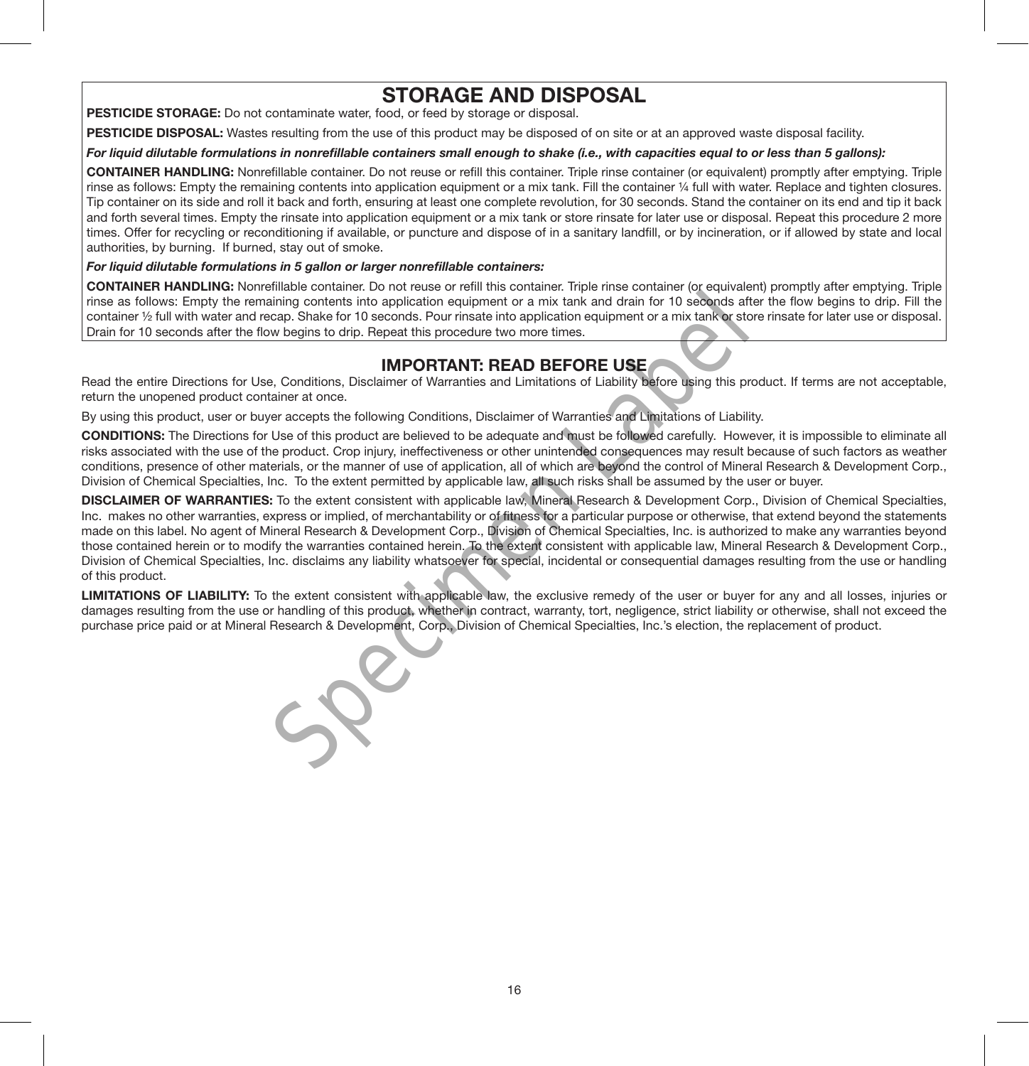## STORAGE AND DISPOSAL

**PESTICIDE STORAGE:** Do not contaminate water, food, or feed by storage or disposal.

**PESTICIDE DISPOSAL:** Wastes resulting from the use of this product may be disposed of on site or at an approved waste disposal facility.

***For liquid dilutable formulations in nonrefillable containers small enough to shake (i.e., with capacities equal to or less than 5 gallons):***

**CONTAINER HANDLING:** Nonrefillable container. Do not reuse or refill this container. Triple rinse container (or equivalent) promptly after emptying. Triple rinse as follows: Empty the remaining contents into application equipment or a mix tank. Fill the container ¼ full with water. Replace and tighten closures. Tip container on its side and roll it back and forth, ensuring at least one complete revolution, for 30 seconds. Stand the container on its end and tip it back and forth several times. Empty the rinsate into application equipment or a mix tank or store rinsate for later use or disposal. Repeat this procedure 2 more times. Offer for recycling or reconditioning if available, or puncture and dispose of in a sanitary landfill, or by incineration, or if allowed by state and local authorities, by burning. If burned, stay out of smoke.

***For liquid dilutable formulations in 5 gallon or larger nonrefillable containers:***

**CONTAINER HANDLING:** Nonrefillable container. Do not reuse or refill this container. Triple rinse container (or equivalent) promptly after emptying. Triple rinse as follows: Empty the remaining contents into application equipment or a mix tank and drain for 10 seconds after the flow begins to drip. Fill the container ½ full with water and recap. Shake for 10 seconds. Pour rinsate into application equipment or a mix tank or store rinsate for later use or disposal. Drain for 10 seconds after the flow begins to drip. Repeat this procedure two more times.

## IMPORTANT: READ BEFORE USE

Read the entire Directions for Use, Conditions, Disclaimer of Warranties and Limitations of Liability before using this product. If terms are not acceptable, return the unopened product container at once.

By using this product, user or buyer accepts the following Conditions, Disclaimer of Warranties and Limitations of Liability.

**CONDITIONS:** The Directions for Use of this product are believed to be adequate and must be followed carefully. However, it is impossible to eliminate all risks associated with the use of the product. Crop injury, ineffectiveness or other unintended consequences may result because of such factors as weather conditions, presence of other materials, or the manner of use of application, all of which are beyond the control of Mineral Research & Development Corp., Division of Chemical Specialties, Inc. To the extent permitted by applicable law, all such risks shall be assumed by the user or buyer.

**DISCLAIMER OF WARRANTIES:** To the extent consistent with applicable law, Mineral Research & Development Corp., Division of Chemical Specialties, Inc. makes no other warranties, express or implied, of merchantability or of fitness for a particular purpose or otherwise, that extend beyond the statements made on this label. No agent of Mineral Research & Development Corp., Division of Chemical Specialties, Inc. is authorized to make any warranties beyond those contained herein or to modify the warranties contained herein. To the extent consistent with applicable law, Mineral Research & Development Corp., Division of Chemical Specialties, Inc. disclaims any liability whatsoever for special, incidental or consequential damages resulting from the use or handling of this product.

**LIMITATIONS OF LIABILITY:** To the extent consistent with applicable law, the exclusive remedy of the user or buyer for any and all losses, injuries or damages resulting from the use or handling of this product, whether in contract, warranty, tort, negligence, strict liability or otherwise, shall not exceed the purchase price paid or at Mineral Research & Development, Corp., Division of Chemical Specialties, Inc.'s election, the replacement of product.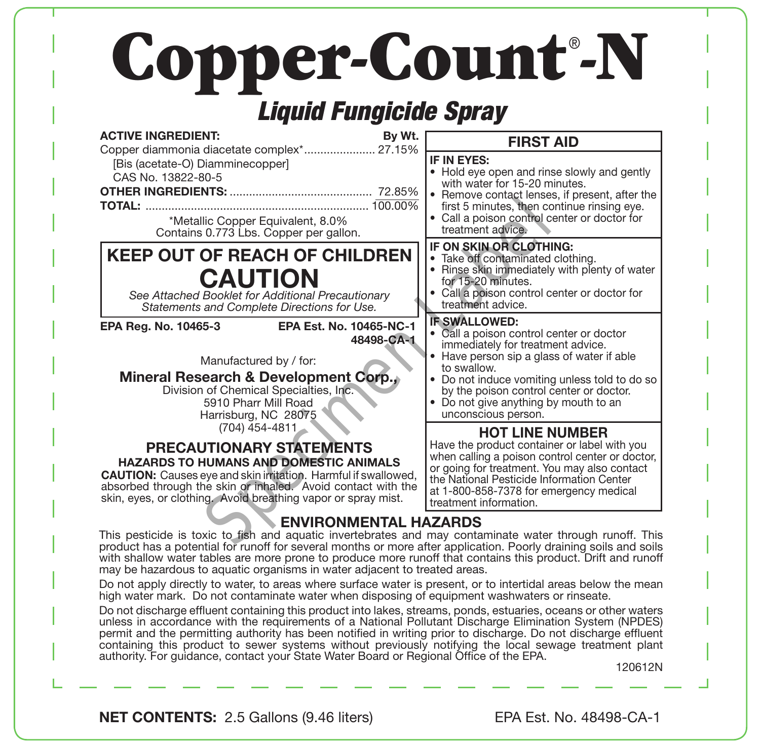# Copper-Count®-N

## *Liquid Fungicide Spray*

| **ACTIVE INGREDIENT:** | **By Wt.** |
|---|---|
| Copper diammonia diacetate complex* | 27.15% |
| [Bis (acetate-O) Diamminecopper] CAS No. 13822-80-5 | |
| **OTHER INGREDIENTS:** | 72.85% |
| **TOTAL:** | 100.00% |

*Metallic Copper Equivalent, 8.0%
Contains 0.773 Lbs. Copper per gallon.

**KEEP OUT OF REACH OF CHILDREN**

**CAUTION**

*See Attached Booklet for Additional Precautionary Statements and Complete Directions for Use.*

**EPA Reg. No. 10465-3** **EPA Est. No. 10465-NC-1 48498-CA-1**

Manufactured by / for:

**Mineral Research & Development Corp.,**
Division of Chemical Specialties, Inc.
5910 Pharr Mill Road
Harrisburg, NC 28075
(704) 454-4811

## PRECAUTIONARY STATEMENTS

### HAZARDS TO HUMANS AND DOMESTIC ANIMALS

**CAUTION:** Causes eye and skin irritation. Harmful if swallowed, absorbed through the skin or inhaled. Avoid contact with the skin, eyes, or clothing. Avoid breathing vapor or spray mist.

## FIRST AID

**IF IN EYES:**
- Hold eye open and rinse slowly and gently with water for 15-20 minutes.
- Remove contact lenses, if present, after the first 5 minutes, then continue rinsing eye.
- Call a poison control center or doctor for treatment advice.

**IF ON SKIN OR CLOTHING:**
- Take off contaminated clothing.
- Rinse skin immediately with plenty of water for 15-20 minutes.
- Call a poison control center or doctor for treatment advice.

**IF SWALLOWED:**
- Call a poison control center or doctor immediately for treatment advice.
- Have person sip a glass of water if able to swallow.
- Do not induce vomiting unless told to do so by the poison control center or doctor.
- Do not give anything by mouth to an unconscious person.

### HOT LINE NUMBER

Have the product container or label with you when calling a poison control center or doctor, or going for treatment. You may also contact the National Pesticide Information Center at 1-800-858-7378 for emergency medical treatment information.

## ENVIRONMENTAL HAZARDS

This pesticide is toxic to fish and aquatic invertebrates and may contaminate water through runoff. This product has a potential for runoff for several months or more after application. Poorly draining soils and soils with shallow water tables are more prone to produce more runoff that contains this product. Drift and runoff may be hazardous to aquatic organisms in water adjacent to treated areas.

Do not apply directly to water, to areas where surface water is present, or to intertidal areas below the mean high water mark. Do not contaminate water when disposing of equipment washwaters or rinseate.

Do not discharge effluent containing this product into lakes, streams, ponds, estuaries, oceans or other waters unless in accordance with the requirements of a National Pollutant Discharge Elimination System (NPDES) permit and the permitting authority has been notified in writing prior to discharge. Do not discharge effluent containing this product to sewer systems without previously notifying the local sewage treatment plant authority. For guidance, contact your State Water Board or Regional Office of the EPA.

120612N

**NET CONTENTS:** 2.5 Gallons (9.46 liters)

EPA Est. No. 48498-CA-1